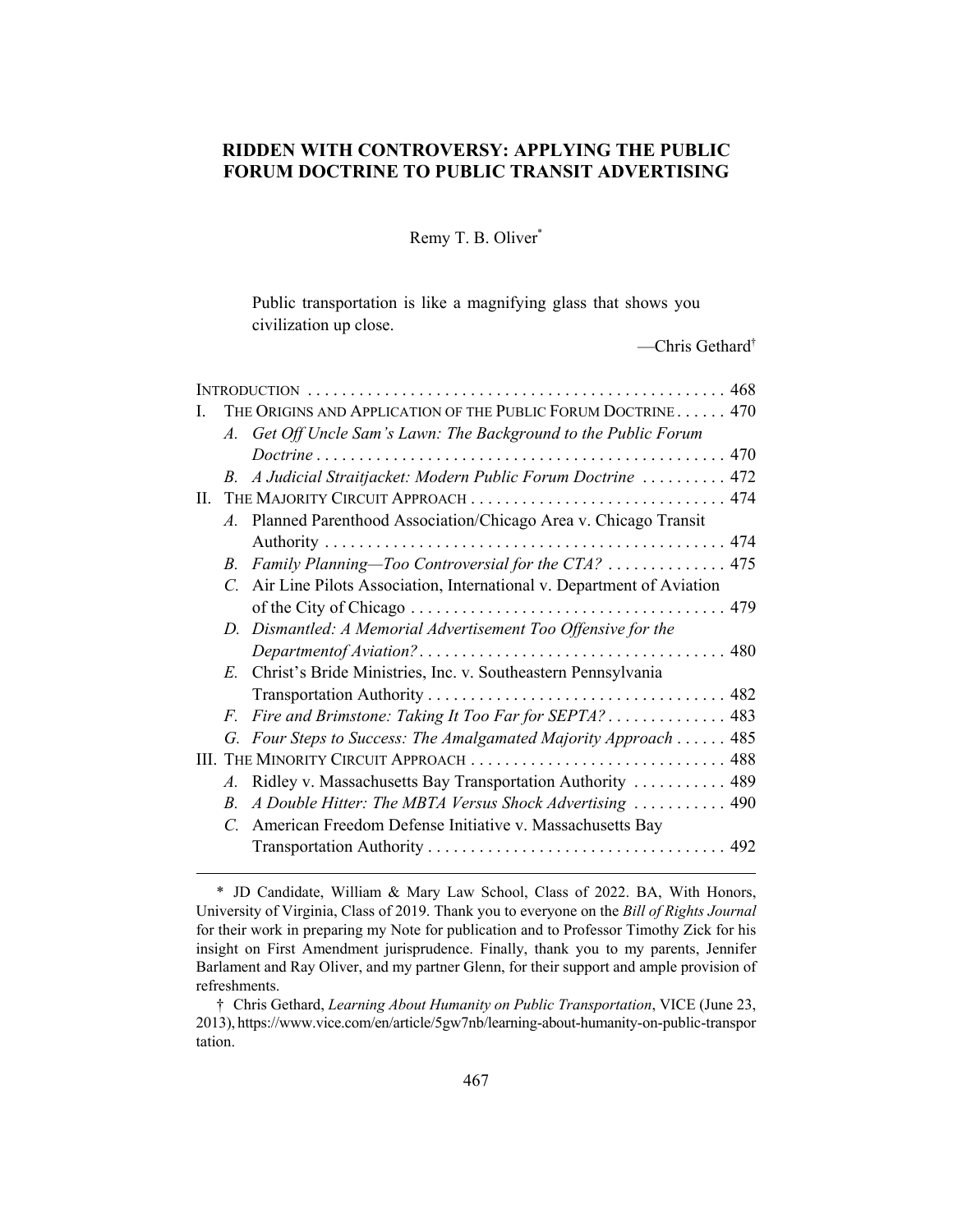# RIDDEN WITH CONTROVERSY: APPLYING THE PUBLIC FORUM DOCTRINE TO PUBLIC TRANSIT ADVERTISING

Remy T. B. Oliver*

> Public transportation is like a magnifying glass that shows you civilization up close.
>
> —Chris Gethard†

| | |
|---|---|
| INTRODUCTION | 468 |
| I. THE ORIGINS AND APPLICATION OF THE PUBLIC FORUM DOCTRINE | 470 |
| *A. Get Off Uncle Sam's Lawn: The Background to the Public Forum Doctrine* | 470 |
| *B. A Judicial Straitjacket: Modern Public Forum Doctrine* | 472 |
| II. THE MAJORITY CIRCUIT APPROACH | 474 |
| *A.* Planned Parenthood Association/Chicago Area v. Chicago Transit Authority | 474 |
| *B. Family Planning—Too Controversial for the CTA?* | 475 |
| *C.* Air Line Pilots Association, International v. Department of Aviation of the City of Chicago | 479 |
| *D. Dismantled: A Memorial Advertisement Too Offensive for the Departmentof Aviation?* | 480 |
| *E.* Christ's Bride Ministries, Inc. v. Southeastern Pennsylvania Transportation Authority | 482 |
| *F. Fire and Brimstone: Taking It Too Far for SEPTA?* | 483 |
| *G. Four Steps to Success: The Amalgamated Majority Approach* | 485 |
| III. THE MINORITY CIRCUIT APPROACH | 488 |
| *A.* Ridley v. Massachusetts Bay Transportation Authority | 489 |
| *B. A Double Hitter: The MBTA Versus Shock Advertising* | 490 |
| *C.* American Freedom Defense Initiative v. Massachusetts Bay Transportation Authority | 492 |

---

\* JD Candidate, William & Mary Law School, Class of 2022. BA, With Honors, University of Virginia, Class of 2019. Thank you to everyone on the *Bill of Rights Journal* for their work in preparing my Note for publication and to Professor Timothy Zick for his insight on First Amendment jurisprudence. Finally, thank you to my parents, Jennifer Barlament and Ray Oliver, and my partner Glenn, for their support and ample provision of refreshments.

† Chris Gethard, *Learning About Humanity on Public Transportation*, VICE (June 23, 2013), https://www.vice.com/en/article/5gw7nb/learning-about-humanity-on-public-transportation.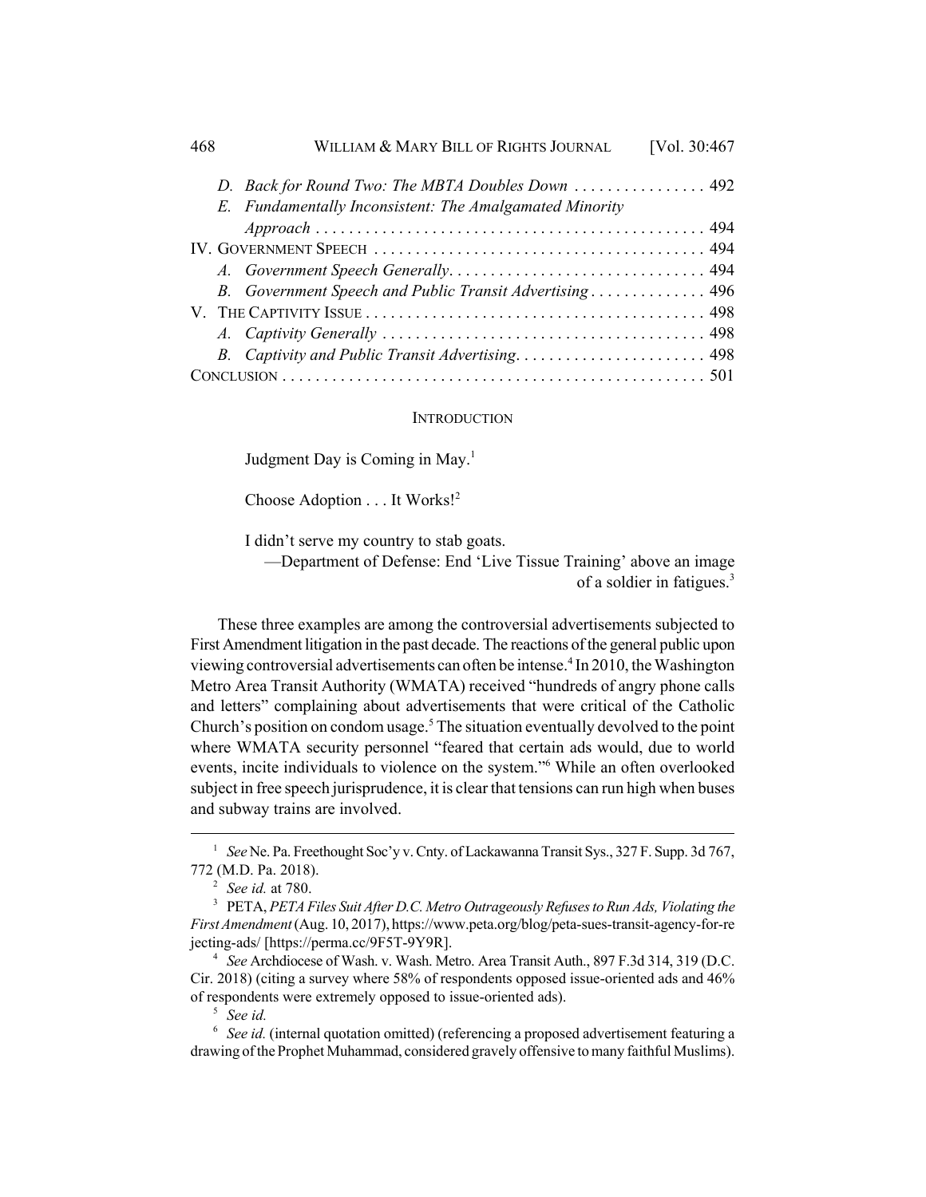D. *Back for Round Two: The MBTA Doubles Down* . . . . . . . . . . . . . . . . 492
E. *Fundamentally Inconsistent: The Amalgamated Minority Approach* . . . . . . . . . . . . . . . . . . . . . . . . . . . . . . . . . . . . . . . . . . . . . . 494

IV. GOVERNMENT SPEECH . . . . . . . . . . . . . . . . . . . . . . . . . . . . . . . . . . . . . . . 494
A. *Government Speech Generally*. . . . . . . . . . . . . . . . . . . . . . . . . . . . . . . 494
B. *Government Speech and Public Transit Advertising* . . . . . . . . . . . . . 496

V. THE CAPTIVITY ISSUE . . . . . . . . . . . . . . . . . . . . . . . . . . . . . . . . . . . . . . . 498
A. *Captivity Generally* . . . . . . . . . . . . . . . . . . . . . . . . . . . . . . . . . . . . . . 498
B. *Captivity and Public Transit Advertising*. . . . . . . . . . . . . . . . . . . . . . . 498

CONCLUSION . . . . . . . . . . . . . . . . . . . . . . . . . . . . . . . . . . . . . . . . . . . . . . . . . . 501

## INTRODUCTION

> Judgment Day is Coming in May.[1]
>
> Choose Adoption . . . It Works![2]
>
> I didn't serve my country to stab goats.
>
> —Department of Defense: End 'Live Tissue Training' above an image of a soldier in fatigues.[3]

These three examples are among the controversial advertisements subjected to First Amendment litigation in the past decade. The reactions of the general public upon viewing controversial advertisements can often be intense.[4] In 2010, the Washington Metro Area Transit Authority (WMATA) received "hundreds of angry phone calls and letters" complaining about advertisements that were critical of the Catholic Church's position on condom usage.[5] The situation eventually devolved to the point where WMATA security personnel "feared that certain ads would, due to world events, incite individuals to violence on the system."[6] While an often overlooked subject in free speech jurisprudence, it is clear that tensions can run high when buses and subway trains are involved.

---

[1] *See* Ne. Pa. Freethought Soc'y v. Cnty. of Lackawanna Transit Sys., 327 F. Supp. 3d 767, 772 (M.D. Pa. 2018).

[2] *See id.* at 780.

[3] PETA, *PETA Files Suit After D.C. Metro Outrageously Refuses to Run Ads, Violating the First Amendment* (Aug. 10, 2017), https://www.peta.org/blog/peta-sues-transit-agency-for-rejecting-ads/ [https://perma.cc/9F5T-9Y9R].

[4] *See* Archdiocese of Wash. v. Wash. Metro. Area Transit Auth., 897 F.3d 314, 319 (D.C. Cir. 2018) (citing a survey where 58% of respondents opposed issue-oriented ads and 46% of respondents were extremely opposed to issue-oriented ads).

[5] *See id.*

[6] *See id.* (internal quotation omitted) (referencing a proposed advertisement featuring a drawing of the Prophet Muhammad, considered gravely offensive to many faithful Muslims).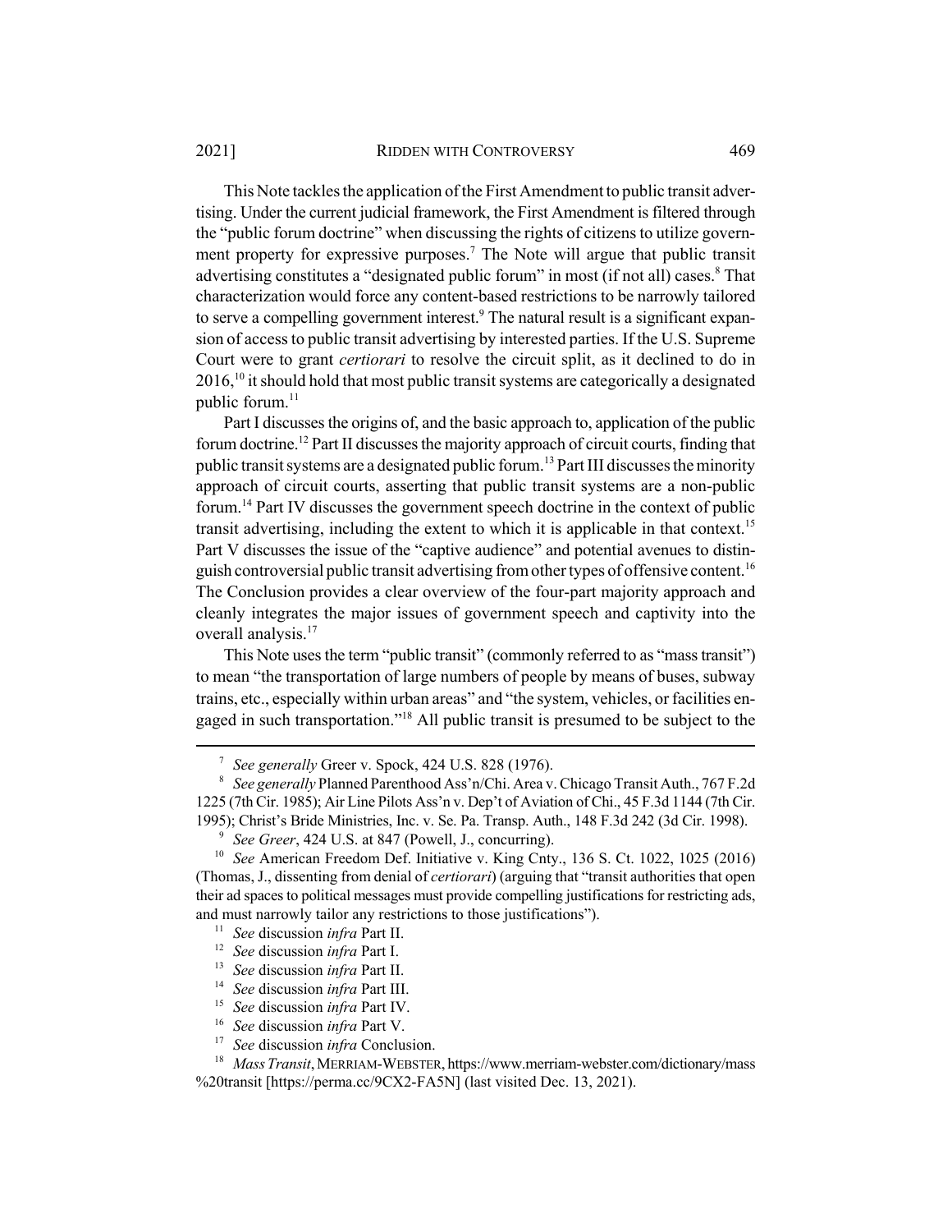This Note tackles the application of the First Amendment to public transit advertising. Under the current judicial framework, the First Amendment is filtered through the "public forum doctrine" when discussing the rights of citizens to utilize government property for expressive purposes.[7] The Note will argue that public transit advertising constitutes a "designated public forum" in most (if not all) cases.[8] That characterization would force any content-based restrictions to be narrowly tailored to serve a compelling government interest.[9] The natural result is a significant expansion of access to public transit advertising by interested parties. If the U.S. Supreme Court were to grant *certiorari* to resolve the circuit split, as it declined to do in 2016,[10] it should hold that most public transit systems are categorically a designated public forum.[11]

Part I discusses the origins of, and the basic approach to, application of the public forum doctrine.[12] Part II discusses the majority approach of circuit courts, finding that public transit systems are a designated public forum.[13] Part III discusses the minority approach of circuit courts, asserting that public transit systems are a non-public forum.[14] Part IV discusses the government speech doctrine in the context of public transit advertising, including the extent to which it is applicable in that context.[15] Part V discusses the issue of the "captive audience" and potential avenues to distinguish controversial public transit advertising from other types of offensive content.[16] The Conclusion provides a clear overview of the four-part majority approach and cleanly integrates the major issues of government speech and captivity into the overall analysis.[17]

This Note uses the term "public transit" (commonly referred to as "mass transit") to mean "the transportation of large numbers of people by means of buses, subway trains, etc., especially within urban areas" and "the system, vehicles, or facilities engaged in such transportation."[18] All public transit is presumed to be subject to the

---

[7] *See generally* Greer v. Spock, 424 U.S. 828 (1976).

[8] *See generally* Planned Parenthood Ass'n/Chi. Area v. Chicago Transit Auth., 767 F.2d 1225 (7th Cir. 1985); Air Line Pilots Ass'n v. Dep't of Aviation of Chi., 45 F.3d 1144 (7th Cir. 1995); Christ's Bride Ministries, Inc. v. Se. Pa. Transp. Auth., 148 F.3d 242 (3d Cir. 1998).

[9] *See Greer*, 424 U.S. at 847 (Powell, J., concurring).

[10] *See* American Freedom Def. Initiative v. King Cnty., 136 S. Ct. 1022, 1025 (2016) (Thomas, J., dissenting from denial of *certiorari*) (arguing that "transit authorities that open their ad spaces to political messages must provide compelling justifications for restricting ads, and must narrowly tailor any restrictions to those justifications").

[11] *See* discussion *infra* Part II.

[12] *See* discussion *infra* Part I.

[13] *See* discussion *infra* Part II.

[14] *See* discussion *infra* Part III.

[15] *See* discussion *infra* Part IV.

[16] *See* discussion *infra* Part V.

[17] *See* discussion *infra* Conclusion.

[18] *Mass Transit*, MERRIAM-WEBSTER, https://www.merriam-webster.com/dictionary/mass%20transit [https://perma.cc/9CX2-FA5N] (last visited Dec. 13, 2021).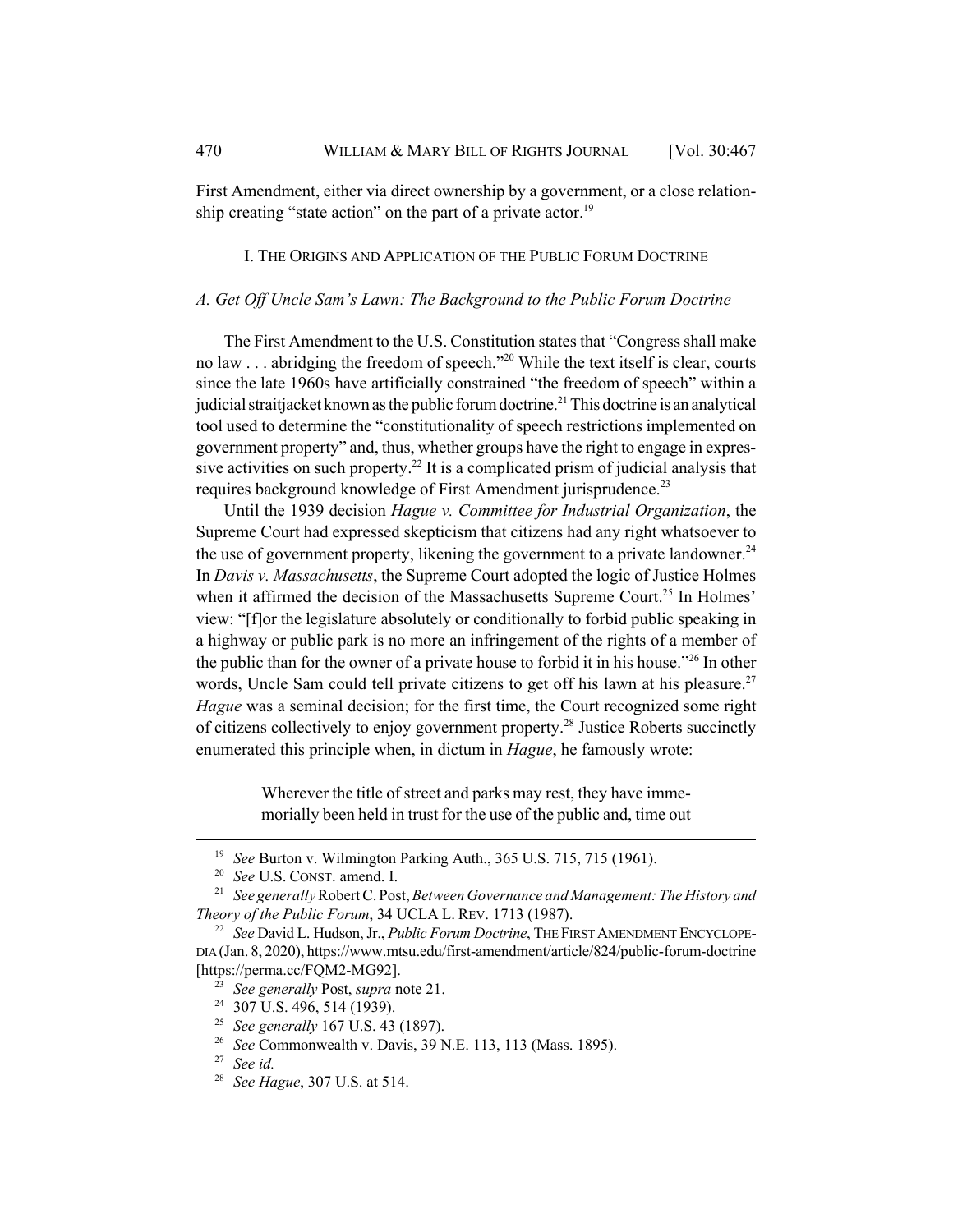First Amendment, either via direct ownership by a government, or a close relationship creating "state action" on the part of a private actor.[19]

## I. THE ORIGINS AND APPLICATION OF THE PUBLIC FORUM DOCTRINE

### *A. Get Off Uncle Sam's Lawn: The Background to the Public Forum Doctrine*

The First Amendment to the U.S. Constitution states that "Congress shall make no law . . . abridging the freedom of speech."[20] While the text itself is clear, courts since the late 1960s have artificially constrained "the freedom of speech" within a judicial straitjacket known as the public forum doctrine.[21] This doctrine is an analytical tool used to determine the "constitutionality of speech restrictions implemented on government property" and, thus, whether groups have the right to engage in expressive activities on such property.[22] It is a complicated prism of judicial analysis that requires background knowledge of First Amendment jurisprudence.[23]

Until the 1939 decision *Hague v. Committee for Industrial Organization*, the Supreme Court had expressed skepticism that citizens had any right whatsoever to the use of government property, likening the government to a private landowner.[24] In *Davis v. Massachusetts*, the Supreme Court adopted the logic of Justice Holmes when it affirmed the decision of the Massachusetts Supreme Court.[25] In Holmes' view: "[f]or the legislature absolutely or conditionally to forbid public speaking in a highway or public park is no more an infringement of the rights of a member of the public than for the owner of a private house to forbid it in his house."[26] In other words, Uncle Sam could tell private citizens to get off his lawn at his pleasure.[27] *Hague* was a seminal decision; for the first time, the Court recognized some right of citizens collectively to enjoy government property.[28] Justice Roberts succinctly enumerated this principle when, in dictum in *Hague*, he famously wrote:

> Wherever the title of street and parks may rest, they have immemorially been held in trust for the use of the public and, time out

---

[19] *See* Burton v. Wilmington Parking Auth., 365 U.S. 715, 715 (1961).

[20] *See* U.S. CONST. amend. I.

[21] *See generally* Robert C. Post, *Between Governance and Management: The History and Theory of the Public Forum*, 34 UCLA L. REV. 1713 (1987).

[22] *See* David L. Hudson, Jr., *Public Forum Doctrine*, THE FIRST AMENDMENT ENCYCLOPEDIA (Jan. 8, 2020), https://www.mtsu.edu/first-amendment/article/824/public-forum-doctrine [https://perma.cc/FQM2-MG92].

[23] *See generally* Post, *supra* note 21.

[24] 307 U.S. 496, 514 (1939).

[25] *See generally* 167 U.S. 43 (1897).

[26] *See* Commonwealth v. Davis, 39 N.E. 113, 113 (Mass. 1895).

[27] *See id.*

[28] *See Hague*, 307 U.S. at 514.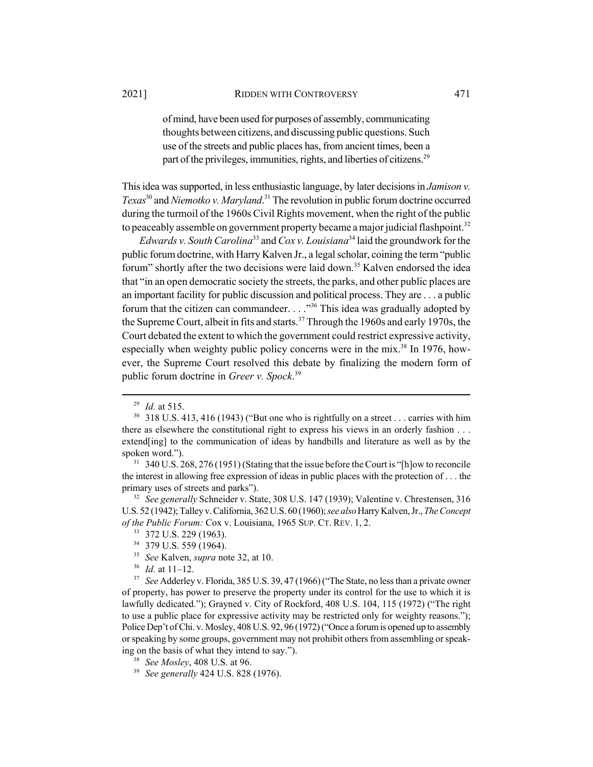> of mind, have been used for purposes of assembly, communicating thoughts between citizens, and discussing public questions. Such use of the streets and public places has, from ancient times, been a part of the privileges, immunities, rights, and liberties of citizens.[29]

This idea was supported, in less enthusiastic language, by later decisions in *Jamison v. Texas*[30] and *Niemotko v. Maryland*.[31] The revolution in public forum doctrine occurred during the turmoil of the 1960s Civil Rights movement, when the right of the public to peaceably assemble on government property became a major judicial flashpoint.[32]

*Edwards v. South Carolina*[33] and *Cox v. Louisiana*[34] laid the groundwork for the public forum doctrine, with Harry Kalven Jr., a legal scholar, coining the term "public forum" shortly after the two decisions were laid down.[35] Kalven endorsed the idea that "in an open democratic society the streets, the parks, and other public places are an important facility for public discussion and political process. They are . . . a public forum that the citizen can commandeer. . . ."[36] This idea was gradually adopted by the Supreme Court, albeit in fits and starts.[37] Through the 1960s and early 1970s, the Court debated the extent to which the government could restrict expressive activity, especially when weighty public policy concerns were in the mix.[38] In 1976, however, the Supreme Court resolved this debate by finalizing the modern form of public forum doctrine in *Greer v. Spock*.[39]

---

[29] *Id.* at 515.

[30] 318 U.S. 413, 416 (1943) ("But one who is rightfully on a street . . . carries with him there as elsewhere the constitutional right to express his views in an orderly fashion . . . extend[ing] to the communication of ideas by handbills and literature as well as by the spoken word.").

[31] 340 U.S. 268, 276 (1951) (Stating that the issue before the Court is "[h]ow to reconcile the interest in allowing free expression of ideas in public places with the protection of . . . the primary uses of streets and parks").

[32] *See generally* Schneider v. State, 308 U.S. 147 (1939); Valentine v. Chrestensen, 316 U.S. 52 (1942); Talley v. California, 362 U.S. 60 (1960); *see also* Harry Kalven, Jr., *The Concept of the Public Forum:* Cox v. Louisiana, 1965 SUP. CT. REV. 1, 2.

[33] 372 U.S. 229 (1963).

[34] 379 U.S. 559 (1964).

[35] *See* Kalven, *supra* note 32, at 10.

[36] *Id.* at 11–12.

[37] *See* Adderley v. Florida, 385 U.S. 39, 47 (1966) ("The State, no less than a private owner of property, has power to preserve the property under its control for the use to which it is lawfully dedicated."); Grayned v. City of Rockford, 408 U.S. 104, 115 (1972) ("The right to use a public place for expressive activity may be restricted only for weighty reasons."); Police Dep't of Chi. v. Mosley, 408 U.S. 92, 96 (1972) ("Once a forum is opened up to assembly or speaking by some groups, government may not prohibit others from assembling or speaking on the basis of what they intend to say.").

[38] *See Mosley*, 408 U.S. at 96.

[39] *See generally* 424 U.S. 828 (1976).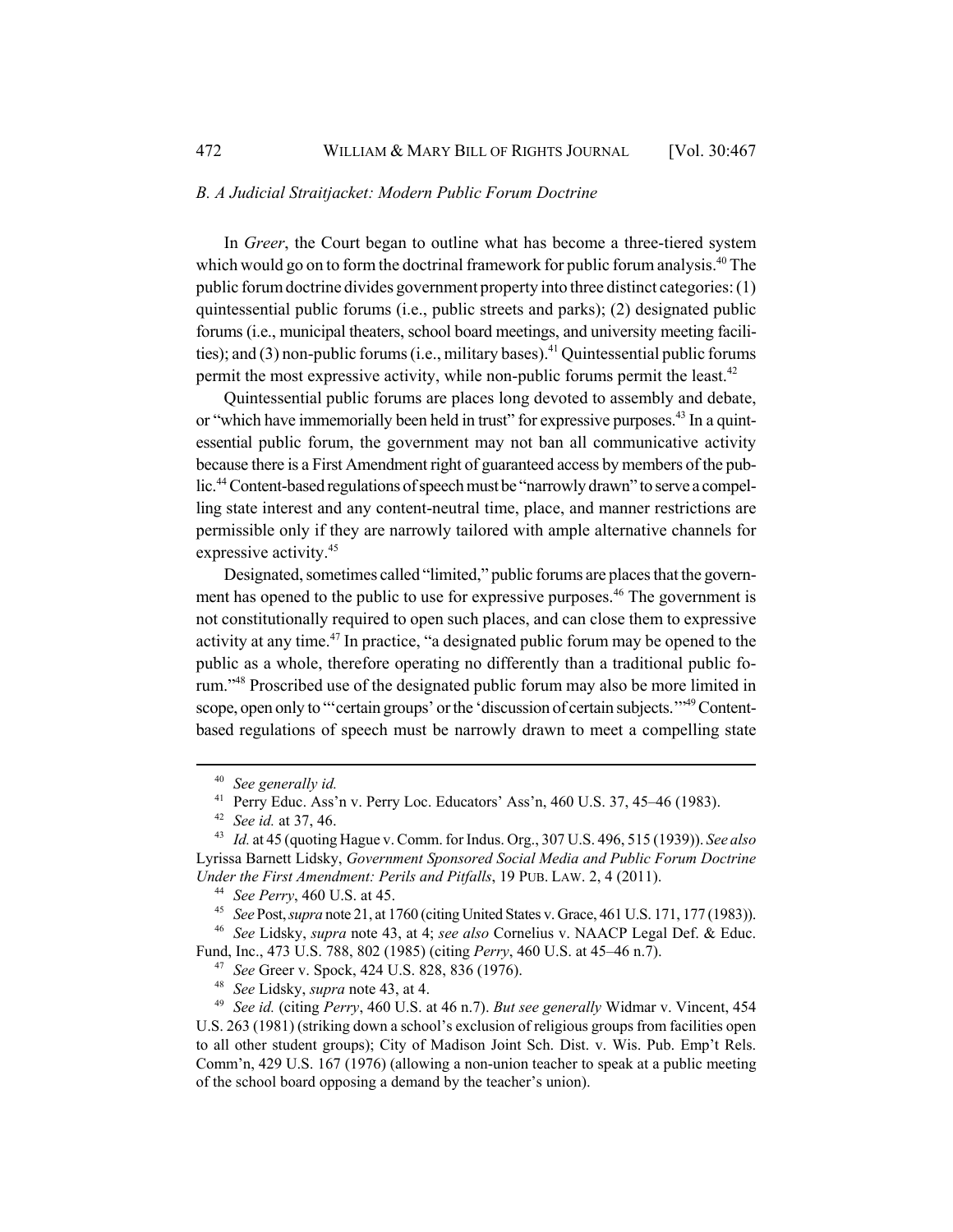### *B. A Judicial Straitjacket: Modern Public Forum Doctrine*

In *Greer*, the Court began to outline what has become a three-tiered system which would go on to form the doctrinal framework for public forum analysis.[40] The public forum doctrine divides government property into three distinct categories: (1) quintessential public forums (i.e., public streets and parks); (2) designated public forums (i.e., municipal theaters, school board meetings, and university meeting facilities); and (3) non-public forums (i.e., military bases).[41] Quintessential public forums permit the most expressive activity, while non-public forums permit the least.[42]

Quintessential public forums are places long devoted to assembly and debate, or "which have immemorially been held in trust" for expressive purposes.[43] In a quintessential public forum, the government may not ban all communicative activity because there is a First Amendment right of guaranteed access by members of the public.[44] Content-based regulations of speech must be "narrowly drawn" to serve a compelling state interest and any content-neutral time, place, and manner restrictions are permissible only if they are narrowly tailored with ample alternative channels for expressive activity.[45]

Designated, sometimes called "limited," public forums are places that the government has opened to the public to use for expressive purposes.[46] The government is not constitutionally required to open such places, and can close them to expressive activity at any time.[47] In practice, "a designated public forum may be opened to the public as a whole, therefore operating no differently than a traditional public forum."[48] Proscribed use of the designated public forum may also be more limited in scope, open only to "'certain groups' or the 'discussion of certain subjects.'"[49] Content-based regulations of speech must be narrowly drawn to meet a compelling state

---

[40] *See generally id.*

[41] Perry Educ. Ass'n v. Perry Loc. Educators' Ass'n, 460 U.S. 37, 45–46 (1983).

[42] *See id.* at 37, 46.

[43] *Id.* at 45 (quoting Hague v. Comm. for Indus. Org., 307 U.S. 496, 515 (1939)). *See also* Lyrissa Barnett Lidsky, *Government Sponsored Social Media and Public Forum Doctrine Under the First Amendment: Perils and Pitfalls*, 19 PUB. LAW. 2, 4 (2011).

[44] *See Perry*, 460 U.S. at 45.

[45] *See* Post, *supra* note 21, at 1760 (citing United States v. Grace, 461 U.S. 171, 177 (1983)).

[46] *See* Lidsky, *supra* note 43, at 4; *see also* Cornelius v. NAACP Legal Def. & Educ. Fund, Inc., 473 U.S. 788, 802 (1985) (citing *Perry*, 460 U.S. at 45–46 n.7).

[47] *See* Greer v. Spock, 424 U.S. 828, 836 (1976).

[48] *See* Lidsky, *supra* note 43, at 4.

[49] *See id.* (citing *Perry*, 460 U.S. at 46 n.7). *But see generally* Widmar v. Vincent, 454 U.S. 263 (1981) (striking down a school's exclusion of religious groups from facilities open to all other student groups); City of Madison Joint Sch. Dist. v. Wis. Pub. Emp't Rels. Comm'n, 429 U.S. 167 (1976) (allowing a non-union teacher to speak at a public meeting of the school board opposing a demand by the teacher's union).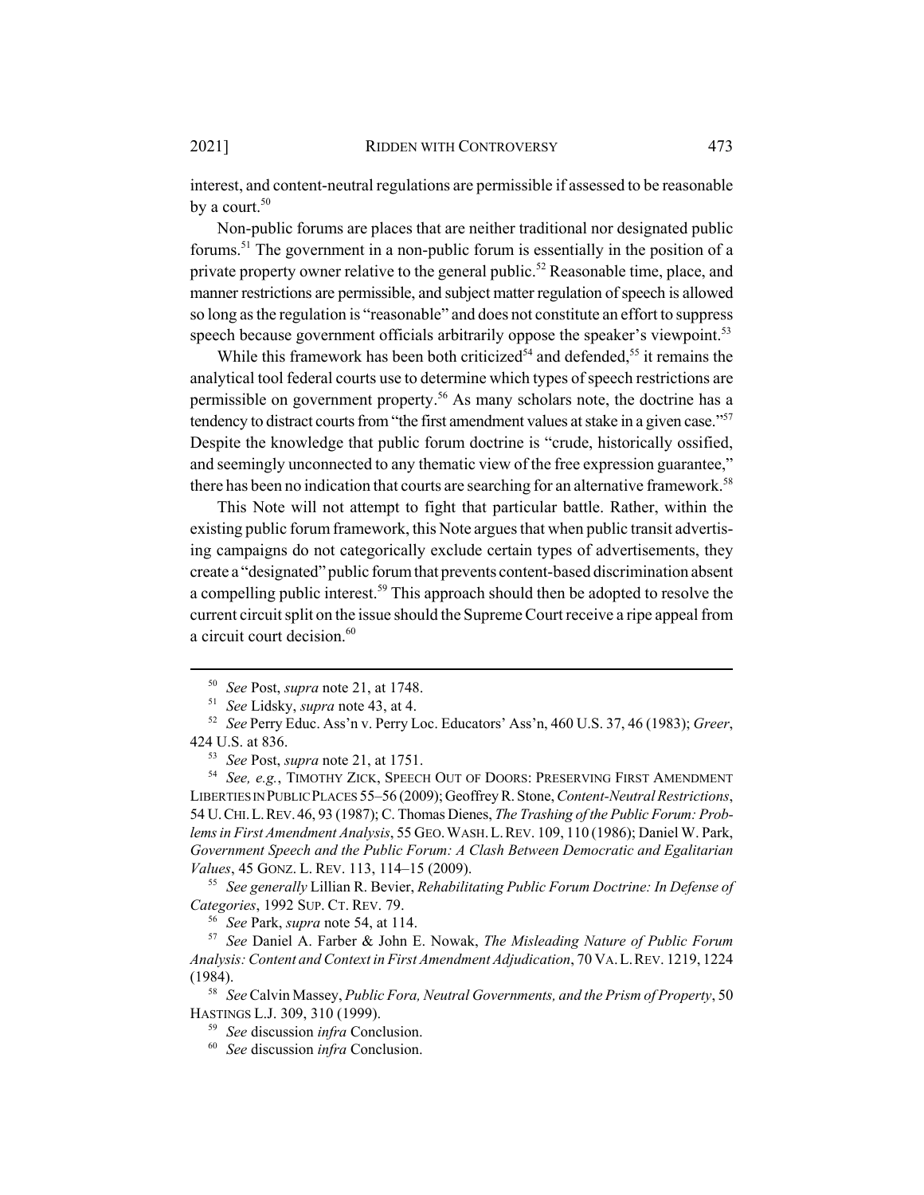interest, and content-neutral regulations are permissible if assessed to be reasonable by a court.[50]

Non-public forums are places that are neither traditional nor designated public forums.[51] The government in a non-public forum is essentially in the position of a private property owner relative to the general public.[52] Reasonable time, place, and manner restrictions are permissible, and subject matter regulation of speech is allowed so long as the regulation is "reasonable" and does not constitute an effort to suppress speech because government officials arbitrarily oppose the speaker's viewpoint.[53]

While this framework has been both criticized[54] and defended,[55] it remains the analytical tool federal courts use to determine which types of speech restrictions are permissible on government property.[56] As many scholars note, the doctrine has a tendency to distract courts from "the first amendment values at stake in a given case."[57] Despite the knowledge that public forum doctrine is "crude, historically ossified, and seemingly unconnected to any thematic view of the free expression guarantee," there has been no indication that courts are searching for an alternative framework.[58]

This Note will not attempt to fight that particular battle. Rather, within the existing public forum framework, this Note argues that when public transit advertising campaigns do not categorically exclude certain types of advertisements, they create a "designated" public forum that prevents content-based discrimination absent a compelling public interest.[59] This approach should then be adopted to resolve the current circuit split on the issue should the Supreme Court receive a ripe appeal from a circuit court decision.[60]

---

[50] *See* Post, *supra* note 21, at 1748.

[51] *See* Lidsky, *supra* note 43, at 4.

[52] *See* Perry Educ. Ass'n v. Perry Loc. Educators' Ass'n, 460 U.S. 37, 46 (1983); *Greer*, 424 U.S. at 836.

[53] *See* Post, *supra* note 21, at 1751.

[54] *See, e.g.*, TIMOTHY ZICK, SPEECH OUT OF DOORS: PRESERVING FIRST AMENDMENT LIBERTIES IN PUBLIC PLACES 55–56 (2009); Geoffrey R. Stone, *Content-Neutral Restrictions*, 54 U. CHI. L. REV. 46, 93 (1987); C. Thomas Dienes, *The Trashing of the Public Forum: Problems in First Amendment Analysis*, 55 GEO. WASH. L. REV. 109, 110 (1986); Daniel W. Park, *Government Speech and the Public Forum: A Clash Between Democratic and Egalitarian Values*, 45 GONZ. L. REV. 113, 114–15 (2009).

[55] *See generally* Lillian R. Bevier, *Rehabilitating Public Forum Doctrine: In Defense of Categories*, 1992 SUP. CT. REV. 79.

[56] *See* Park, *supra* note 54, at 114.

[57] *See* Daniel A. Farber & John E. Nowak, *The Misleading Nature of Public Forum Analysis: Content and Context in First Amendment Adjudication*, 70 VA. L. REV. 1219, 1224 (1984).

[58] *See* Calvin Massey, *Public Fora, Neutral Governments, and the Prism of Property*, 50 HASTINGS L.J. 309, 310 (1999).

[59] *See* discussion *infra* Conclusion.

[60] *See* discussion *infra* Conclusion.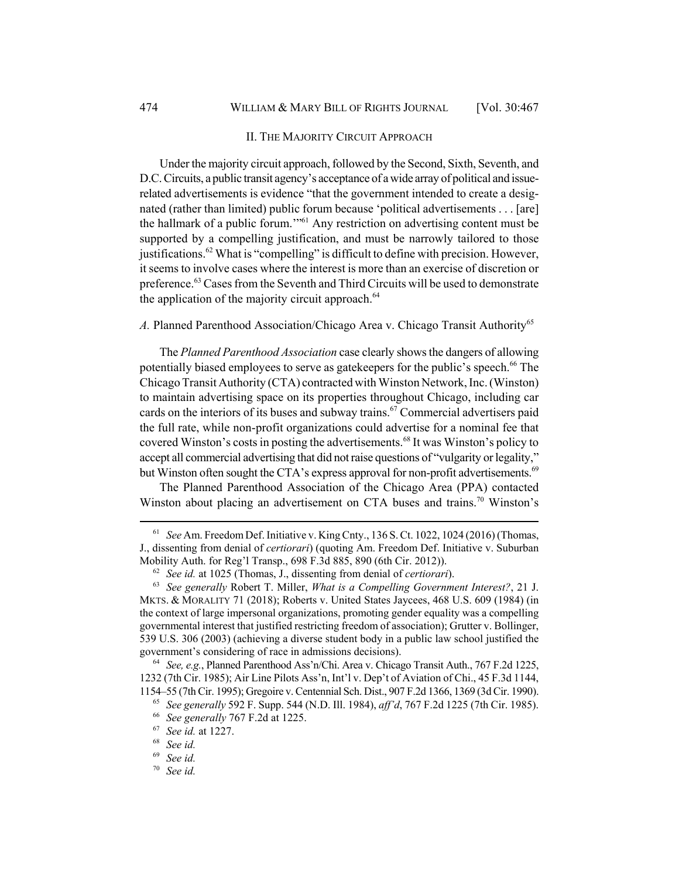## II. THE MAJORITY CIRCUIT APPROACH

Under the majority circuit approach, followed by the Second, Sixth, Seventh, and D.C. Circuits, a public transit agency's acceptance of a wide array of political and issue-related advertisements is evidence "that the government intended to create a designated (rather than limited) public forum because 'political advertisements . . . [are] the hallmark of a public forum.'"[61] Any restriction on advertising content must be supported by a compelling justification, and must be narrowly tailored to those justifications.[62] What is "compelling" is difficult to define with precision. However, it seems to involve cases where the interest is more than an exercise of discretion or preference.[63] Cases from the Seventh and Third Circuits will be used to demonstrate the application of the majority circuit approach.[64]

### *A.* Planned Parenthood Association/Chicago Area v. Chicago Transit Authority[65]

The *Planned Parenthood Association* case clearly shows the dangers of allowing potentially biased employees to serve as gatekeepers for the public's speech.[66] The Chicago Transit Authority (CTA) contracted with Winston Network, Inc. (Winston) to maintain advertising space on its properties throughout Chicago, including car cards on the interiors of its buses and subway trains.[67] Commercial advertisers paid the full rate, while non-profit organizations could advertise for a nominal fee that covered Winston's costs in posting the advertisements.[68] It was Winston's policy to accept all commercial advertising that did not raise questions of "vulgarity or legality," but Winston often sought the CTA's express approval for non-profit advertisements.[69]

The Planned Parenthood Association of the Chicago Area (PPA) contacted Winston about placing an advertisement on CTA buses and trains.[70] Winston's

---

[61] *See* Am. Freedom Def. Initiative v. King Cnty., 136 S. Ct. 1022, 1024 (2016) (Thomas, J., dissenting from denial of *certiorari*) (quoting Am. Freedom Def. Initiative v. Suburban Mobility Auth. for Reg'l Transp., 698 F.3d 885, 890 (6th Cir. 2012)).

[62] *See id.* at 1025 (Thomas, J., dissenting from denial of *certiorari*).

[63] *See generally* Robert T. Miller, *What is a Compelling Government Interest?*, 21 J. MKTS. & MORALITY 71 (2018); Roberts v. United States Jaycees, 468 U.S. 609 (1984) (in the context of large impersonal organizations, promoting gender equality was a compelling governmental interest that justified restricting freedom of association); Grutter v. Bollinger, 539 U.S. 306 (2003) (achieving a diverse student body in a public law school justified the government's considering of race in admissions decisions).

[64] *See, e.g.*, Planned Parenthood Ass'n/Chi. Area v. Chicago Transit Auth., 767 F.2d 1225, 1232 (7th Cir. 1985); Air Line Pilots Ass'n, Int'l v. Dep't of Aviation of Chi., 45 F.3d 1144, 1154–55 (7th Cir. 1995); Gregoire v. Centennial Sch. Dist., 907 F.2d 1366, 1369 (3d Cir. 1990).

[65] *See generally* 592 F. Supp. 544 (N.D. Ill. 1984), *aff'd*, 767 F.2d 1225 (7th Cir. 1985).

[66] *See generally* 767 F.2d at 1225.

[67] *See id.* at 1227.

[68] *See id.*

[69] *See id.*

[70] *See id.*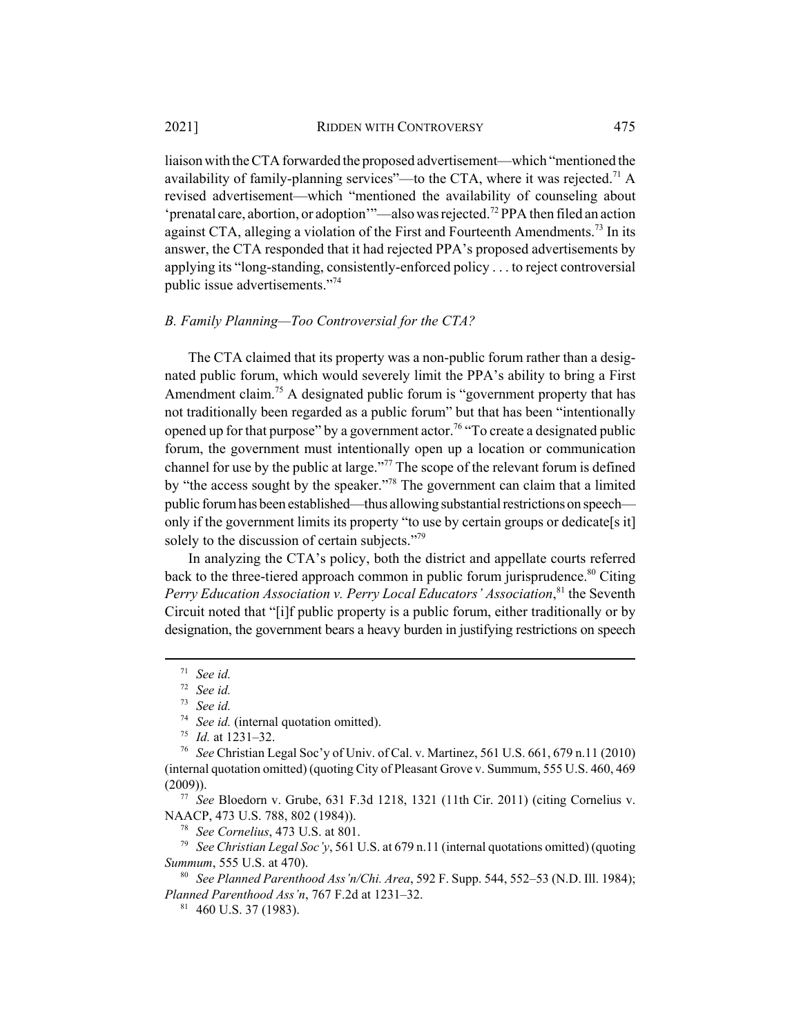liaison with the CTA forwarded the proposed advertisement—which "mentioned the availability of family-planning services"—to the CTA, where it was rejected.[71] A revised advertisement—which "mentioned the availability of counseling about 'prenatal care, abortion, or adoption'"—also was rejected.[72] PPA then filed an action against CTA, alleging a violation of the First and Fourteenth Amendments.[73] In its answer, the CTA responded that it had rejected PPA's proposed advertisements by applying its "long-standing, consistently-enforced policy . . . to reject controversial public issue advertisements."[74]

### *B. Family Planning—Too Controversial for the CTA?*

The CTA claimed that its property was a non-public forum rather than a designated public forum, which would severely limit the PPA's ability to bring a First Amendment claim.[75] A designated public forum is "government property that has not traditionally been regarded as a public forum" but that has been "intentionally opened up for that purpose" by a government actor.[76] "To create a designated public forum, the government must intentionally open up a location or communication channel for use by the public at large."[77] The scope of the relevant forum is defined by "the access sought by the speaker."[78] The government can claim that a limited public forum has been established—thus allowing substantial restrictions on speech—only if the government limits its property "to use by certain groups or dedicate[s it] solely to the discussion of certain subjects."[79]

In analyzing the CTA's policy, both the district and appellate courts referred back to the three-tiered approach common in public forum jurisprudence.[80] Citing *Perry Education Association v. Perry Local Educators' Association*,[81] the Seventh Circuit noted that "[i]f public property is a public forum, either traditionally or by designation, the government bears a heavy burden in justifying restrictions on speech

---

[71] *See id.*

[72] *See id.*

[73] *See id.*

[74] *See id.* (internal quotation omitted).

[75] *Id.* at 1231–32.

[76] *See* Christian Legal Soc'y of Univ. of Cal. v. Martinez, 561 U.S. 661, 679 n.11 (2010) (internal quotation omitted) (quoting City of Pleasant Grove v. Summum, 555 U.S. 460, 469 (2009)).

[77] *See* Bloedorn v. Grube, 631 F.3d 1218, 1321 (11th Cir. 2011) (citing Cornelius v. NAACP, 473 U.S. 788, 802 (1984)).

[78] *See Cornelius*, 473 U.S. at 801.

[79] *See Christian Legal Soc'y*, 561 U.S. at 679 n.11 (internal quotations omitted) (quoting *Summum*, 555 U.S. at 470).

[80] *See Planned Parenthood Ass'n/Chi. Area*, 592 F. Supp. 544, 552–53 (N.D. Ill. 1984); *Planned Parenthood Ass'n*, 767 F.2d at 1231–32.

[81] 460 U.S. 37 (1983).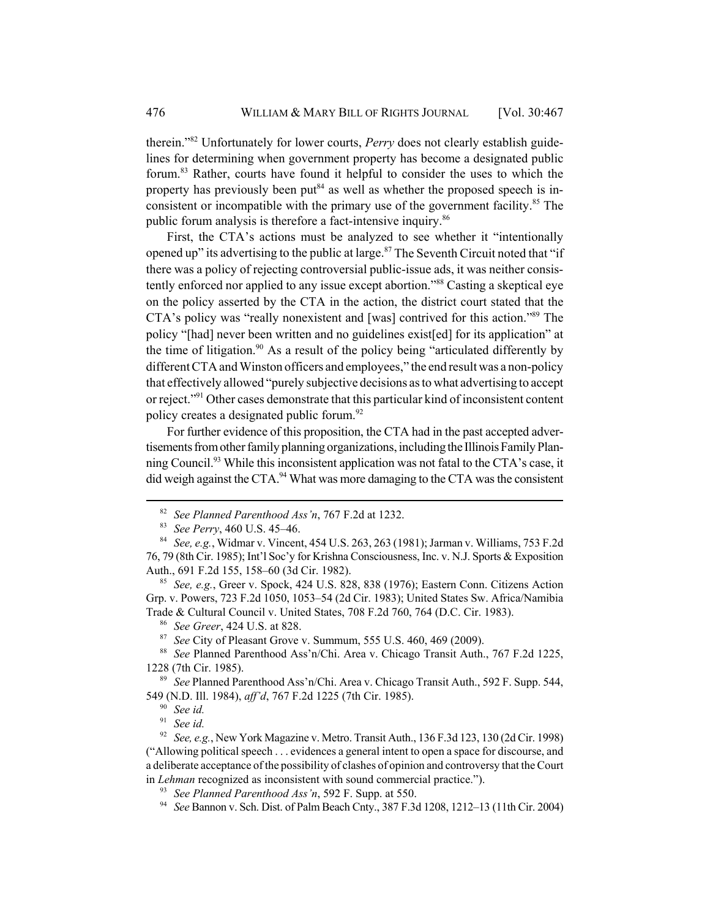therein."[82] Unfortunately for lower courts, *Perry* does not clearly establish guidelines for determining when government property has become a designated public forum.[83] Rather, courts have found it helpful to consider the uses to which the property has previously been put[84] as well as whether the proposed speech is inconsistent or incompatible with the primary use of the government facility.[85] The public forum analysis is therefore a fact-intensive inquiry.[86]

First, the CTA's actions must be analyzed to see whether it "intentionally opened up" its advertising to the public at large.[87] The Seventh Circuit noted that "if there was a policy of rejecting controversial public-issue ads, it was neither consistently enforced nor applied to any issue except abortion."[88] Casting a skeptical eye on the policy asserted by the CTA in the action, the district court stated that the CTA's policy was "really nonexistent and [was] contrived for this action."[89] The policy "[had] never been written and no guidelines exist[ed] for its application" at the time of litigation.[90] As a result of the policy being "articulated differently by different CTA and Winston officers and employees," the end result was a non-policy that effectively allowed "purely subjective decisions as to what advertising to accept or reject."[91] Other cases demonstrate that this particular kind of inconsistent content policy creates a designated public forum.[92]

For further evidence of this proposition, the CTA had in the past accepted advertisements from other family planning organizations, including the Illinois Family Planning Council.[93] While this inconsistent application was not fatal to the CTA's case, it did weigh against the CTA.[94] What was more damaging to the CTA was the consistent

---

[82] *See Planned Parenthood Ass'n*, 767 F.2d at 1232.

[83] *See Perry*, 460 U.S. 45–46.

[84] *See, e.g.*, Widmar v. Vincent, 454 U.S. 263, 263 (1981); Jarman v. Williams, 753 F.2d 76, 79 (8th Cir. 1985); Int'l Soc'y for Krishna Consciousness, Inc. v. N.J. Sports & Exposition Auth., 691 F.2d 155, 158–60 (3d Cir. 1982).

[85] *See, e.g.*, Greer v. Spock, 424 U.S. 828, 838 (1976); Eastern Conn. Citizens Action Grp. v. Powers, 723 F.2d 1050, 1053–54 (2d Cir. 1983); United States Sw. Africa/Namibia Trade & Cultural Council v. United States, 708 F.2d 760, 764 (D.C. Cir. 1983).

[86] *See Greer*, 424 U.S. at 828.

[87] *See* City of Pleasant Grove v. Summum, 555 U.S. 460, 469 (2009).

[88] *See* Planned Parenthood Ass'n/Chi. Area v. Chicago Transit Auth., 767 F.2d 1225, 1228 (7th Cir. 1985).

[89] *See* Planned Parenthood Ass'n/Chi. Area v. Chicago Transit Auth., 592 F. Supp. 544, 549 (N.D. Ill. 1984), *aff'd*, 767 F.2d 1225 (7th Cir. 1985).

[90] *See id.*

[91] *See id.*

[92] *See, e.g.*, New York Magazine v. Metro. Transit Auth., 136 F.3d 123, 130 (2d Cir. 1998) ("Allowing political speech . . . evidences a general intent to open a space for discourse, and a deliberate acceptance of the possibility of clashes of opinion and controversy that the Court in *Lehman* recognized as inconsistent with sound commercial practice.").

[93] *See Planned Parenthood Ass'n*, 592 F. Supp. at 550.

[94] *See* Bannon v. Sch. Dist. of Palm Beach Cnty., 387 F.3d 1208, 1212–13 (11th Cir. 2004)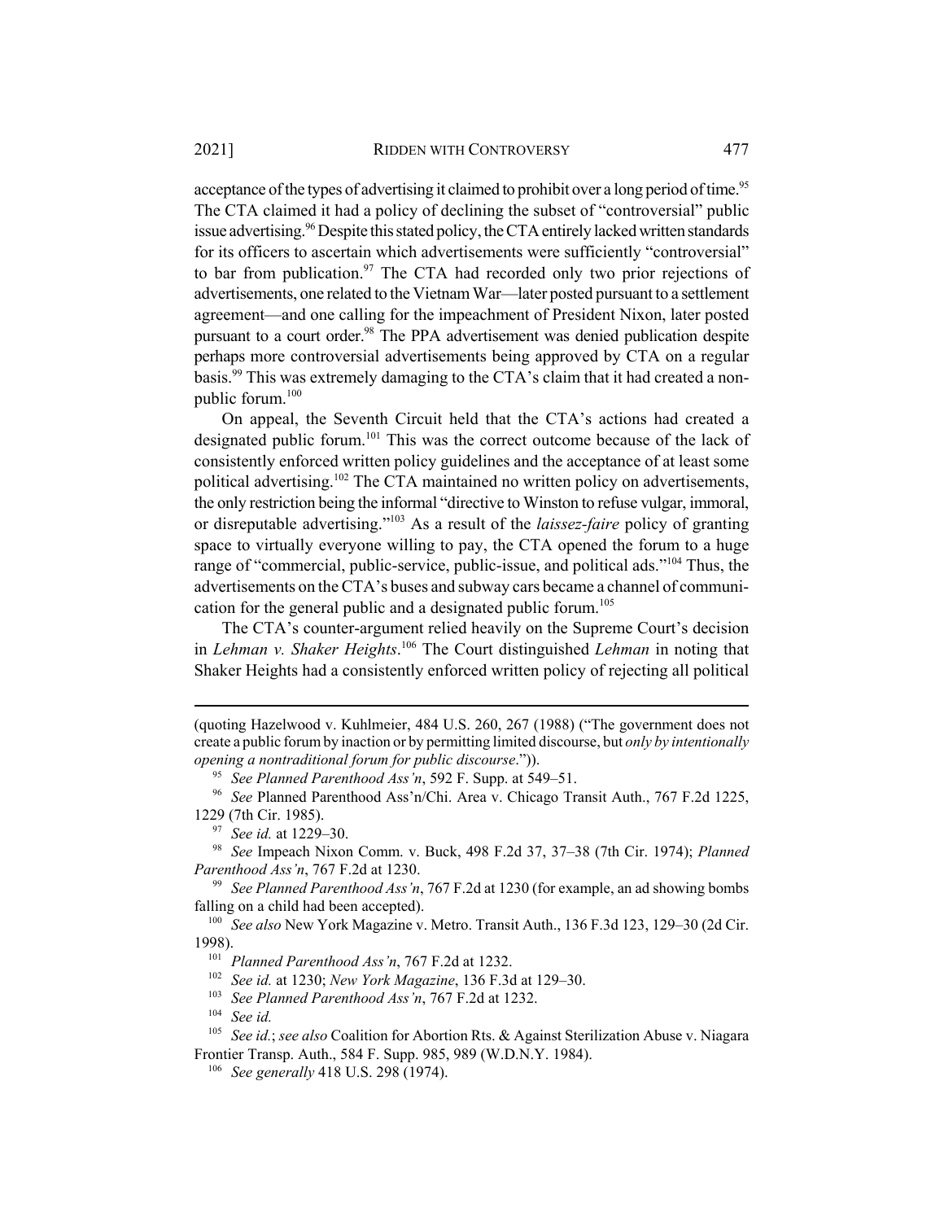acceptance of the types of advertising it claimed to prohibit over a long period of time.[95] The CTA claimed it had a policy of declining the subset of "controversial" public issue advertising.[96] Despite this stated policy, the CTA entirely lacked written standards for its officers to ascertain which advertisements were sufficiently "controversial" to bar from publication.[97] The CTA had recorded only two prior rejections of advertisements, one related to the Vietnam War—later posted pursuant to a settlement agreement—and one calling for the impeachment of President Nixon, later posted pursuant to a court order.[98] The PPA advertisement was denied publication despite perhaps more controversial advertisements being approved by CTA on a regular basis.[99] This was extremely damaging to the CTA's claim that it had created a non-public forum.[100]

On appeal, the Seventh Circuit held that the CTA's actions had created a designated public forum.[101] This was the correct outcome because of the lack of consistently enforced written policy guidelines and the acceptance of at least some political advertising.[102] The CTA maintained no written policy on advertisements, the only restriction being the informal "directive to Winston to refuse vulgar, immoral, or disreputable advertising."[103] As a result of the *laissez-faire* policy of granting space to virtually everyone willing to pay, the CTA opened the forum to a huge range of "commercial, public-service, public-issue, and political ads."[104] Thus, the advertisements on the CTA's buses and subway cars became a channel of communication for the general public and a designated public forum.[105]

The CTA's counter-argument relied heavily on the Supreme Court's decision in *Lehman v. Shaker Heights*.[106] The Court distinguished *Lehman* in noting that Shaker Heights had a consistently enforced written policy of rejecting all political

---

(quoting Hazelwood v. Kuhlmeier, 484 U.S. 260, 267 (1988) ("The government does not create a public forum by inaction or by permitting limited discourse, but *only by intentionally opening a nontraditional forum for public discourse*.")).

[95] *See Planned Parenthood Ass'n*, 592 F. Supp. at 549–51.

[96] *See* Planned Parenthood Ass'n/Chi. Area v. Chicago Transit Auth., 767 F.2d 1225, 1229 (7th Cir. 1985).

[97] *See id.* at 1229–30.

[98] *See* Impeach Nixon Comm. v. Buck, 498 F.2d 37, 37–38 (7th Cir. 1974); *Planned Parenthood Ass'n*, 767 F.2d at 1230.

[99] *See Planned Parenthood Ass'n*, 767 F.2d at 1230 (for example, an ad showing bombs falling on a child had been accepted).

[100] *See also* New York Magazine v. Metro. Transit Auth., 136 F.3d 123, 129–30 (2d Cir. 1998).

[101] *Planned Parenthood Ass'n*, 767 F.2d at 1232.

[102] *See id.* at 1230; *New York Magazine*, 136 F.3d at 129–30.

[103] *See Planned Parenthood Ass'n*, 767 F.2d at 1232.

[104] *See id.*

[105] *See id.*; *see also* Coalition for Abortion Rts. & Against Sterilization Abuse v. Niagara Frontier Transp. Auth., 584 F. Supp. 985, 989 (W.D.N.Y. 1984).

[106] *See generally* 418 U.S. 298 (1974).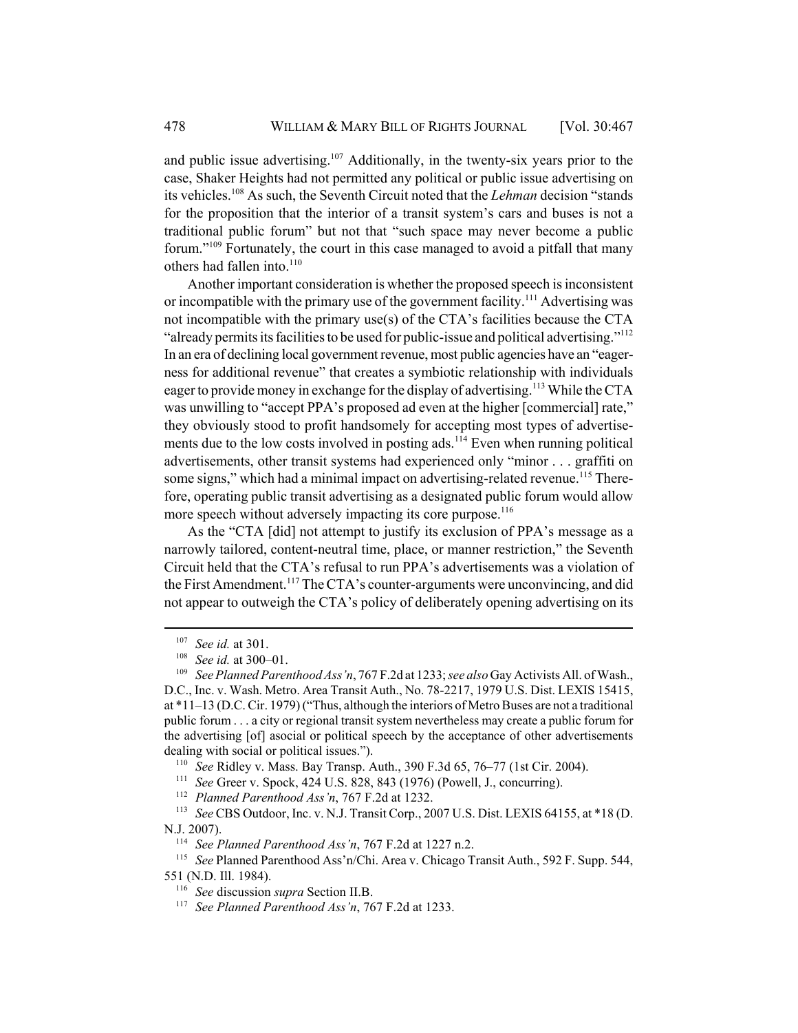and public issue advertising.[107] Additionally, in the twenty-six years prior to the case, Shaker Heights had not permitted any political or public issue advertising on its vehicles.[108] As such, the Seventh Circuit noted that the *Lehman* decision "stands for the proposition that the interior of a transit system's cars and buses is not a traditional public forum" but not that "such space may never become a public forum."[109] Fortunately, the court in this case managed to avoid a pitfall that many others had fallen into.[110]

Another important consideration is whether the proposed speech is inconsistent or incompatible with the primary use of the government facility.[111] Advertising was not incompatible with the primary use(s) of the CTA's facilities because the CTA "already permits its facilities to be used for public-issue and political advertising."[112] In an era of declining local government revenue, most public agencies have an "eagerness for additional revenue" that creates a symbiotic relationship with individuals eager to provide money in exchange for the display of advertising.[113] While the CTA was unwilling to "accept PPA's proposed ad even at the higher [commercial] rate," they obviously stood to profit handsomely for accepting most types of advertisements due to the low costs involved in posting ads.[114] Even when running political advertisements, other transit systems had experienced only "minor . . . graffiti on some signs," which had a minimal impact on advertising-related revenue.[115] Therefore, operating public transit advertising as a designated public forum would allow more speech without adversely impacting its core purpose.[116]

As the "CTA [did] not attempt to justify its exclusion of PPA's message as a narrowly tailored, content-neutral time, place, or manner restriction," the Seventh Circuit held that the CTA's refusal to run PPA's advertisements was a violation of the First Amendment.[117] The CTA's counter-arguments were unconvincing, and did not appear to outweigh the CTA's policy of deliberately opening advertising on its

---

[107] *See id.* at 301.

[108] *See id.* at 300–01.

[109] *See Planned Parenthood Ass'n*, 767 F.2d at 1233; *see also* Gay Activists All. of Wash., D.C., Inc. v. Wash. Metro. Area Transit Auth., No. 78-2217, 1979 U.S. Dist. LEXIS 15415, at *11–13 (D.C. Cir. 1979) ("Thus, although the interiors of Metro Buses are not a traditional public forum . . . a city or regional transit system nevertheless may create a public forum for the advertising [of] asocial or political speech by the acceptance of other advertisements dealing with social or political issues.").

[110] *See* Ridley v. Mass. Bay Transp. Auth., 390 F.3d 65, 76–77 (1st Cir. 2004).

[111] *See* Greer v. Spock, 424 U.S. 828, 843 (1976) (Powell, J., concurring).

[112] *Planned Parenthood Ass'n*, 767 F.2d at 1232.

[113] *See* CBS Outdoor, Inc. v. N.J. Transit Corp., 2007 U.S. Dist. LEXIS 64155, at *18 (D. N.J. 2007).

[114] *See Planned Parenthood Ass'n*, 767 F.2d at 1227 n.2.

[115] *See* Planned Parenthood Ass'n/Chi. Area v. Chicago Transit Auth., 592 F. Supp. 544, 551 (N.D. Ill. 1984).

[116] *See* discussion *supra* Section II.B.

[117] *See Planned Parenthood Ass'n*, 767 F.2d at 1233.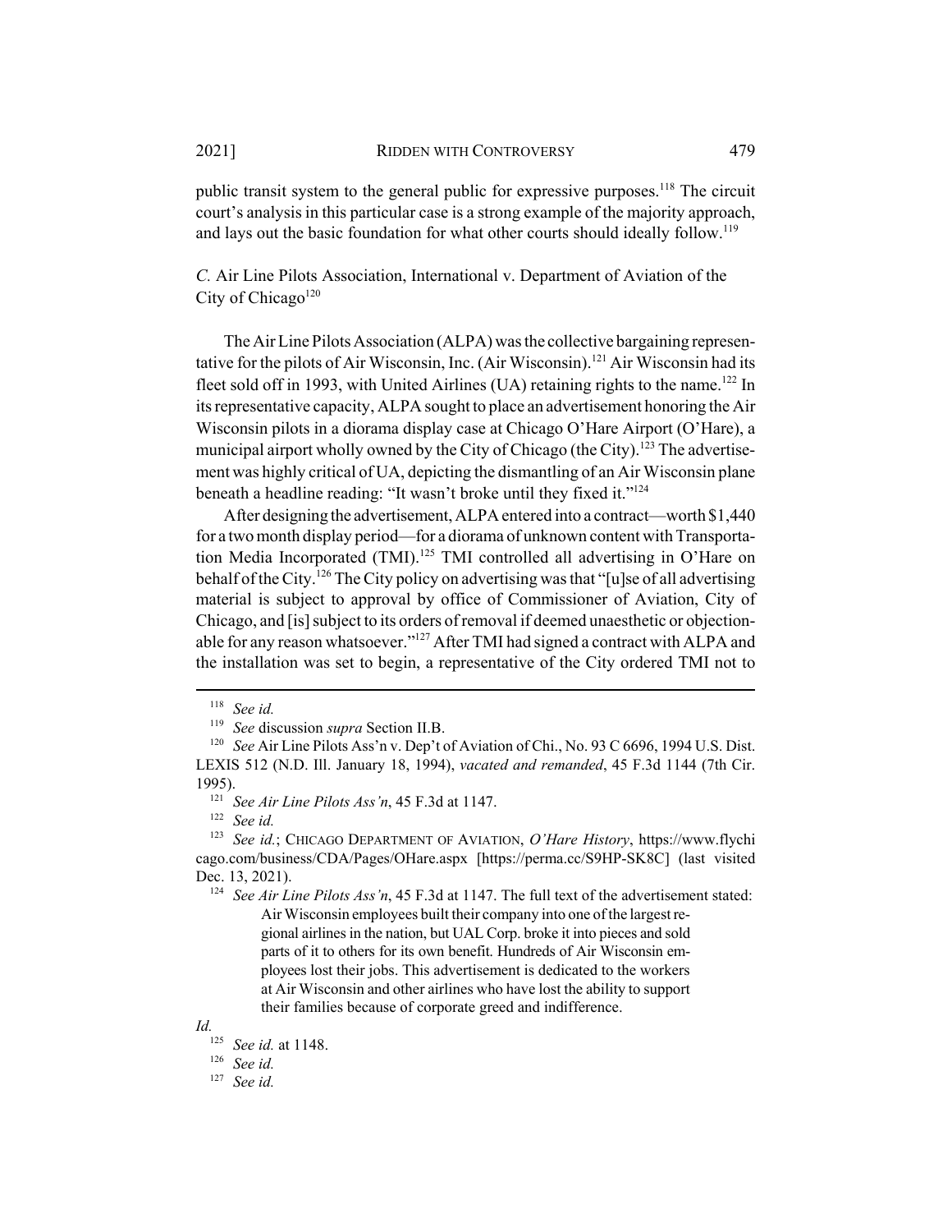public transit system to the general public for expressive purposes.[118] The circuit court's analysis in this particular case is a strong example of the majority approach, and lays out the basic foundation for what other courts should ideally follow.[119]

### *C.* Air Line Pilots Association, International v. Department of Aviation of the City of Chicago[120]

The Air Line Pilots Association (ALPA) was the collective bargaining representative for the pilots of Air Wisconsin, Inc. (Air Wisconsin).[121] Air Wisconsin had its fleet sold off in 1993, with United Airlines (UA) retaining rights to the name.[122] In its representative capacity, ALPA sought to place an advertisement honoring the Air Wisconsin pilots in a diorama display case at Chicago O'Hare Airport (O'Hare), a municipal airport wholly owned by the City of Chicago (the City).[123] The advertisement was highly critical of UA, depicting the dismantling of an Air Wisconsin plane beneath a headline reading: "It wasn't broke until they fixed it."[124]

After designing the advertisement, ALPA entered into a contract—worth $1,440 for a two month display period—for a diorama of unknown content with Transportation Media Incorporated (TMI).[125] TMI controlled all advertising in O'Hare on behalf of the City.[126] The City policy on advertising was that "[u]se of all advertising material is subject to approval by office of Commissioner of Aviation, City of Chicago, and [is] subject to its orders of removal if deemed unaesthetic or objectionable for any reason whatsoever."[127] After TMI had signed a contract with ALPA and the installation was set to begin, a representative of the City ordered TMI not to

---

[118] *See id.*

[119] *See* discussion *supra* Section II.B.

[120] *See* Air Line Pilots Ass'n v. Dep't of Aviation of Chi., No. 93 C 6696, 1994 U.S. Dist. LEXIS 512 (N.D. Ill. January 18, 1994), *vacated and remanded*, 45 F.3d 1144 (7th Cir. 1995).

[121] *See Air Line Pilots Ass'n*, 45 F.3d at 1147.

[122] *See id.*

[123] *See id.*; CHICAGO DEPARTMENT OF AVIATION, *O'Hare History*, https://www.flychicago.com/business/CDA/Pages/OHare.aspx [https://perma.cc/S9HP-SK8C] (last visited Dec. 13, 2021).

[124] *See Air Line Pilots Ass'n*, 45 F.3d at 1147. The full text of the advertisement stated:

> Air Wisconsin employees built their company into one of the largest regional airlines in the nation, but UAL Corp. broke it into pieces and sold parts of it to others for its own benefit. Hundreds of Air Wisconsin employees lost their jobs. This advertisement is dedicated to the workers at Air Wisconsin and other airlines who have lost the ability to support their families because of corporate greed and indifference.

*Id.*

[125] *See id.* at 1148.

[126] *See id.*

[127] *See id.*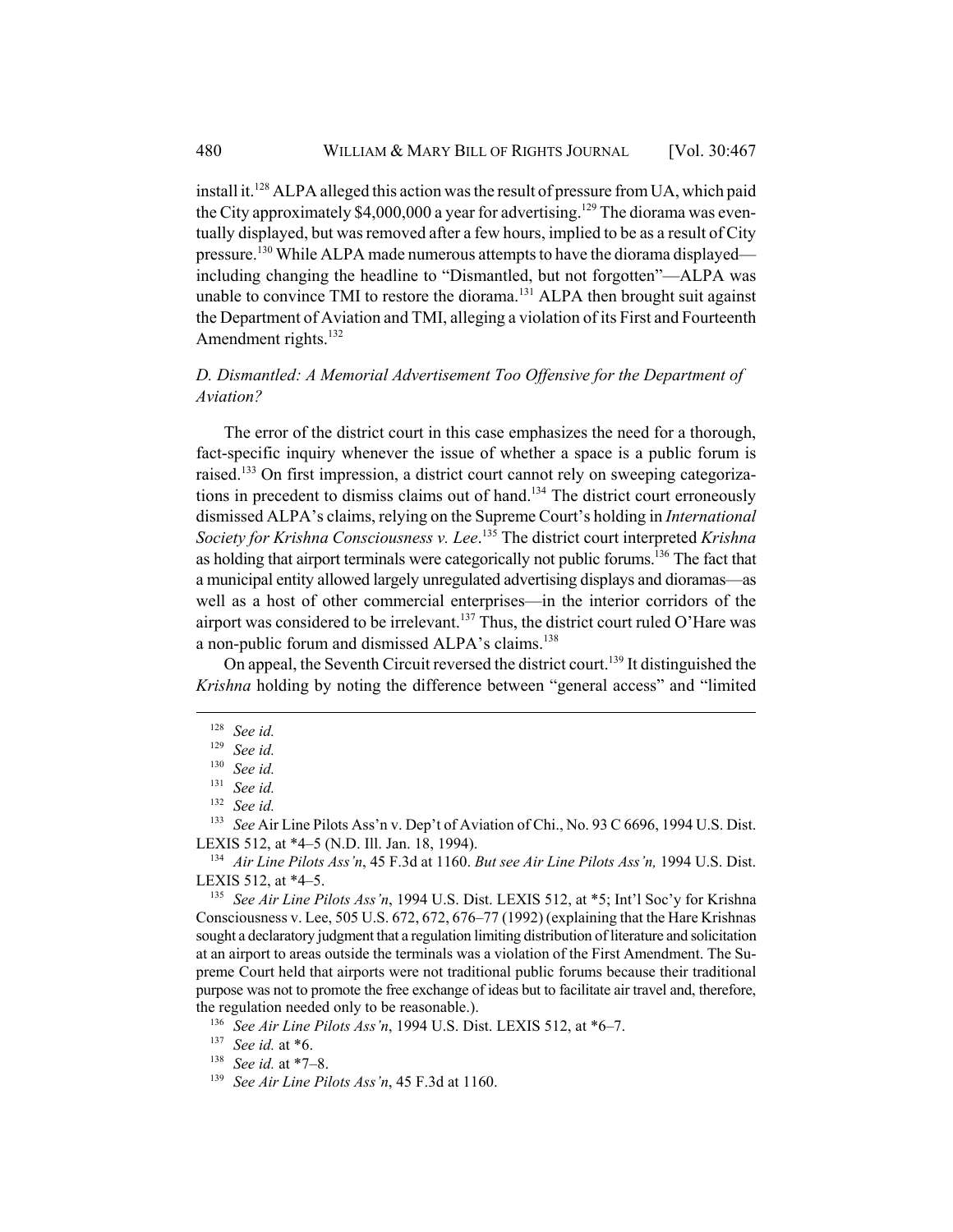install it.[128] ALPA alleged this action was the result of pressure from UA, which paid the City approximately $4,000,000 a year for advertising.[129] The diorama was eventually displayed, but was removed after a few hours, implied to be as a result of City pressure.[130] While ALPA made numerous attempts to have the diorama displayed—including changing the headline to "Dismantled, but not forgotten"—ALPA was unable to convince TMI to restore the diorama.[131] ALPA then brought suit against the Department of Aviation and TMI, alleging a violation of its First and Fourteenth Amendment rights.[132]

### *D. Dismantled: A Memorial Advertisement Too Offensive for the Department of Aviation?*

The error of the district court in this case emphasizes the need for a thorough, fact-specific inquiry whenever the issue of whether a space is a public forum is raised.[133] On first impression, a district court cannot rely on sweeping categorizations in precedent to dismiss claims out of hand.[134] The district court erroneously dismissed ALPA's claims, relying on the Supreme Court's holding in *International Society for Krishna Consciousness v. Lee*.[135] The district court interpreted *Krishna* as holding that airport terminals were categorically not public forums.[136] The fact that a municipal entity allowed largely unregulated advertising displays and dioramas—as well as a host of other commercial enterprises—in the interior corridors of the airport was considered to be irrelevant.[137] Thus, the district court ruled O'Hare was a non-public forum and dismissed ALPA's claims.[138]

On appeal, the Seventh Circuit reversed the district court.[139] It distinguished the *Krishna* holding by noting the difference between "general access" and "limited

---

[128] *See id.*

[129] *See id.*

[130] *See id.*

[131] *See id.*

[132] *See id.*

[133] *See* Air Line Pilots Ass'n v. Dep't of Aviation of Chi., No. 93 C 6696, 1994 U.S. Dist. LEXIS 512, at *4–5 (N.D. Ill. Jan. 18, 1994).

[134] *Air Line Pilots Ass'n*, 45 F.3d at 1160. *But see Air Line Pilots Ass'n,* 1994 U.S. Dist. LEXIS 512, at *4–5.

[135] *See Air Line Pilots Ass'n*, 1994 U.S. Dist. LEXIS 512, at *5; Int'l Soc'y for Krishna Consciousness v. Lee, 505 U.S. 672, 672, 676–77 (1992) (explaining that the Hare Krishnas sought a declaratory judgment that a regulation limiting distribution of literature and solicitation at an airport to areas outside the terminals was a violation of the First Amendment. The Supreme Court held that airports were not traditional public forums because their traditional purpose was not to promote the free exchange of ideas but to facilitate air travel and, therefore, the regulation needed only to be reasonable.).

[136] *See Air Line Pilots Ass'n*, 1994 U.S. Dist. LEXIS 512, at *6–7.

[137] *See id.* at *6.

[138] *See id.* at *7–8.

[139] *See Air Line Pilots Ass'n*, 45 F.3d at 1160.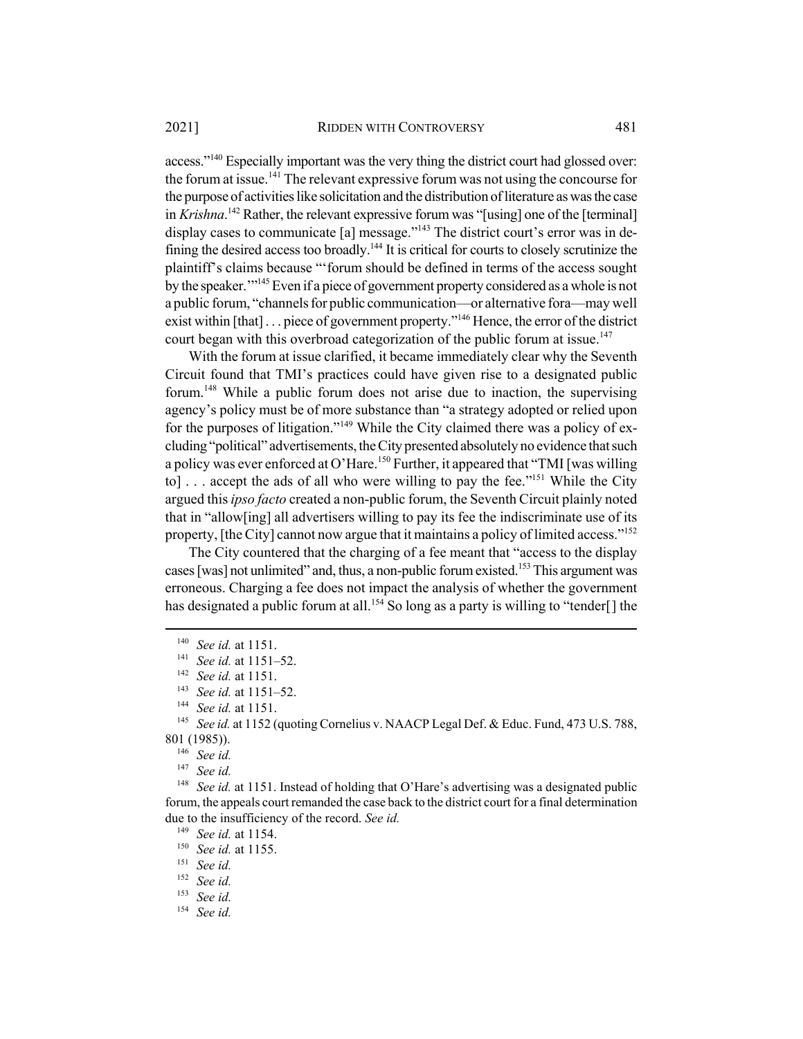access."[140] Especially important was the very thing the district court had glossed over: the forum at issue.[141] The relevant expressive forum was not using the concourse for the purpose of activities like solicitation and the distribution of literature as was the case in *Krishna*.[142] Rather, the relevant expressive forum was "[using] one of the [terminal] display cases to communicate [a] message."[143] The district court's error was in defining the desired access too broadly.[144] It is critical for courts to closely scrutinize the plaintiff's claims because "'forum should be defined in terms of the access sought by the speaker.'"[145] Even if a piece of government property considered as a whole is not a public forum, "channels for public communication—or alternative fora—may well exist within [that] . . . piece of government property."[146] Hence, the error of the district court began with this overbroad categorization of the public forum at issue.[147]

With the forum at issue clarified, it became immediately clear why the Seventh Circuit found that TMI's practices could have given rise to a designated public forum.[148] While a public forum does not arise due to inaction, the supervising agency's policy must be of more substance than "a strategy adopted or relied upon for the purposes of litigation."[149] While the City claimed there was a policy of excluding "political" advertisements, the City presented absolutely no evidence that such a policy was ever enforced at O'Hare.[150] Further, it appeared that "TMI [was willing to] . . . accept the ads of all who were willing to pay the fee."[151] While the City argued this *ipso facto* created a non-public forum, the Seventh Circuit plainly noted that in "allow[ing] all advertisers willing to pay its fee the indiscriminate use of its property, [the City] cannot now argue that it maintains a policy of limited access."[152]

The City countered that the charging of a fee meant that "access to the display cases [was] not unlimited" and, thus, a non-public forum existed.[153] This argument was erroneous. Charging a fee does not impact the analysis of whether the government has designated a public forum at all.[154] So long as a party is willing to "tender[] the

---

[140] *See id.* at 1151.

[141] *See id.* at 1151–52.

[142] *See id.* at 1151.

[143] *See id.* at 1151–52.

[144] *See id.* at 1151.

[145] *See id.* at 1152 (quoting Cornelius v. NAACP Legal Def. & Educ. Fund, 473 U.S. 788, 801 (1985)).

[146] *See id.*

[147] *See id.*

[148] *See id.* at 1151. Instead of holding that O'Hare's advertising was a designated public forum, the appeals court remanded the case back to the district court for a final determination due to the insufficiency of the record. *See id.*

[149] *See id.* at 1154.

[150] *See id.* at 1155.

[151] *See id.*

[152] *See id.*

[153] *See id.*

[154] *See id.*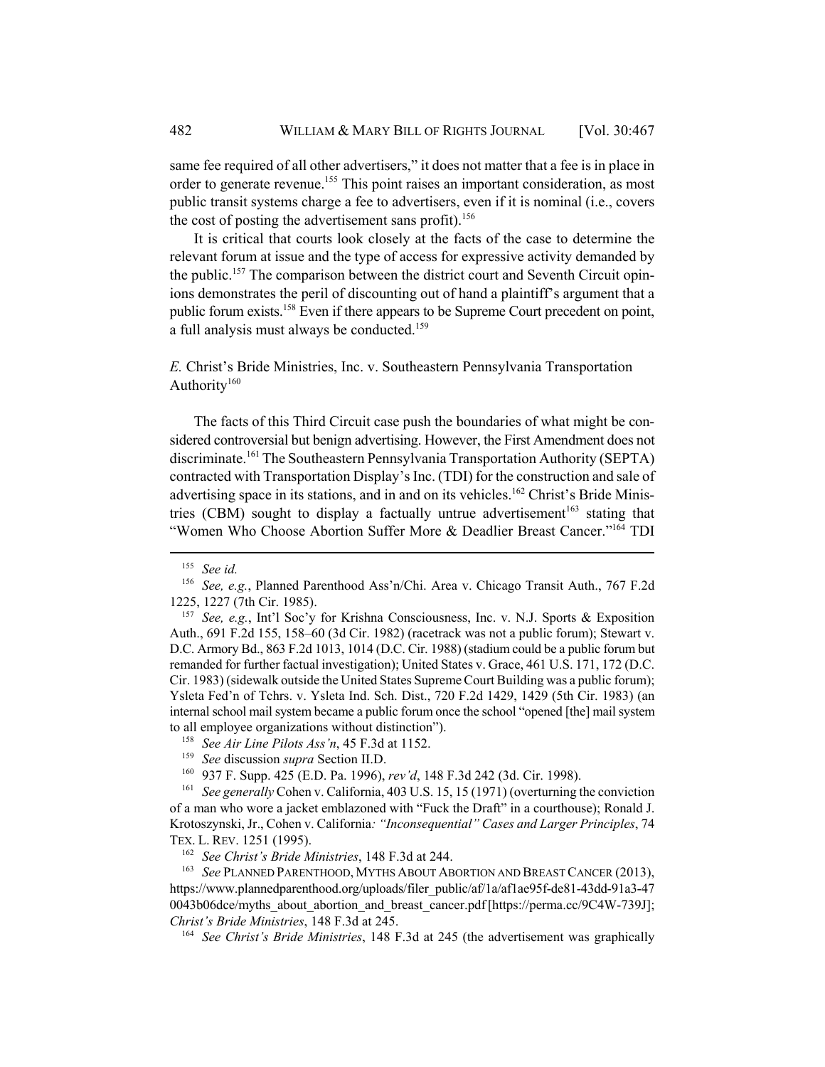same fee required of all other advertisers," it does not matter that a fee is in place in order to generate revenue.[155] This point raises an important consideration, as most public transit systems charge a fee to advertisers, even if it is nominal (i.e., covers the cost of posting the advertisement sans profit).[156]

It is critical that courts look closely at the facts of the case to determine the relevant forum at issue and the type of access for expressive activity demanded by the public.[157] The comparison between the district court and Seventh Circuit opinions demonstrates the peril of discounting out of hand a plaintiff's argument that a public forum exists.[158] Even if there appears to be Supreme Court precedent on point, a full analysis must always be conducted.[159]

### *E.* Christ's Bride Ministries, Inc. v. Southeastern Pennsylvania Transportation Authority[160]

The facts of this Third Circuit case push the boundaries of what might be considered controversial but benign advertising. However, the First Amendment does not discriminate.[161] The Southeastern Pennsylvania Transportation Authority (SEPTA) contracted with Transportation Display's Inc. (TDI) for the construction and sale of advertising space in its stations, and in and on its vehicles.[162] Christ's Bride Ministries (CBM) sought to display a factually untrue advertisement[163] stating that "Women Who Choose Abortion Suffer More & Deadlier Breast Cancer."[164] TDI

---

[155] *See id.*

[156] *See, e.g.*, Planned Parenthood Ass'n/Chi. Area v. Chicago Transit Auth., 767 F.2d 1225, 1227 (7th Cir. 1985).

[157] *See, e.g.*, Int'l Soc'y for Krishna Consciousness, Inc. v. N.J. Sports & Exposition Auth., 691 F.2d 155, 158–60 (3d Cir. 1982) (racetrack was not a public forum); Stewart v. D.C. Armory Bd., 863 F.2d 1013, 1014 (D.C. Cir. 1988) (stadium could be a public forum but remanded for further factual investigation); United States v. Grace, 461 U.S. 171, 172 (D.C. Cir. 1983) (sidewalk outside the United States Supreme Court Building was a public forum); Ysleta Fed'n of Tchrs. v. Ysleta Ind. Sch. Dist., 720 F.2d 1429, 1429 (5th Cir. 1983) (an internal school mail system became a public forum once the school "opened [the] mail system to all employee organizations without distinction").

[158] *See Air Line Pilots Ass'n*, 45 F.3d at 1152.

[159] *See* discussion *supra* Section II.D.

[160] 937 F. Supp. 425 (E.D. Pa. 1996), *rev'd*, 148 F.3d 242 (3d. Cir. 1998).

[161] *See generally* Cohen v. California, 403 U.S. 15, 15 (1971) (overturning the conviction of a man who wore a jacket emblazoned with "Fuck the Draft" in a courthouse); Ronald J. Krotoszynski, Jr., Cohen v. California*: "Inconsequential" Cases and Larger Principles*, 74 TEX. L. REV. 1251 (1995).

[162] *See Christ's Bride Ministries*, 148 F.3d at 244.

[163] *See* PLANNED PARENTHOOD, MYTHS ABOUT ABORTION AND BREAST CANCER (2013), https://www.plannedparenthood.org/uploads/filer_public/af/1a/af1ae95f-de81-43dd-91a3-470043b06dce/myths_about_abortion_and_breast_cancer.pdf [https://perma.cc/9C4W-739J]; *Christ's Bride Ministries*, 148 F.3d at 245.

[164] *See Christ's Bride Ministries*, 148 F.3d at 245 (the advertisement was graphically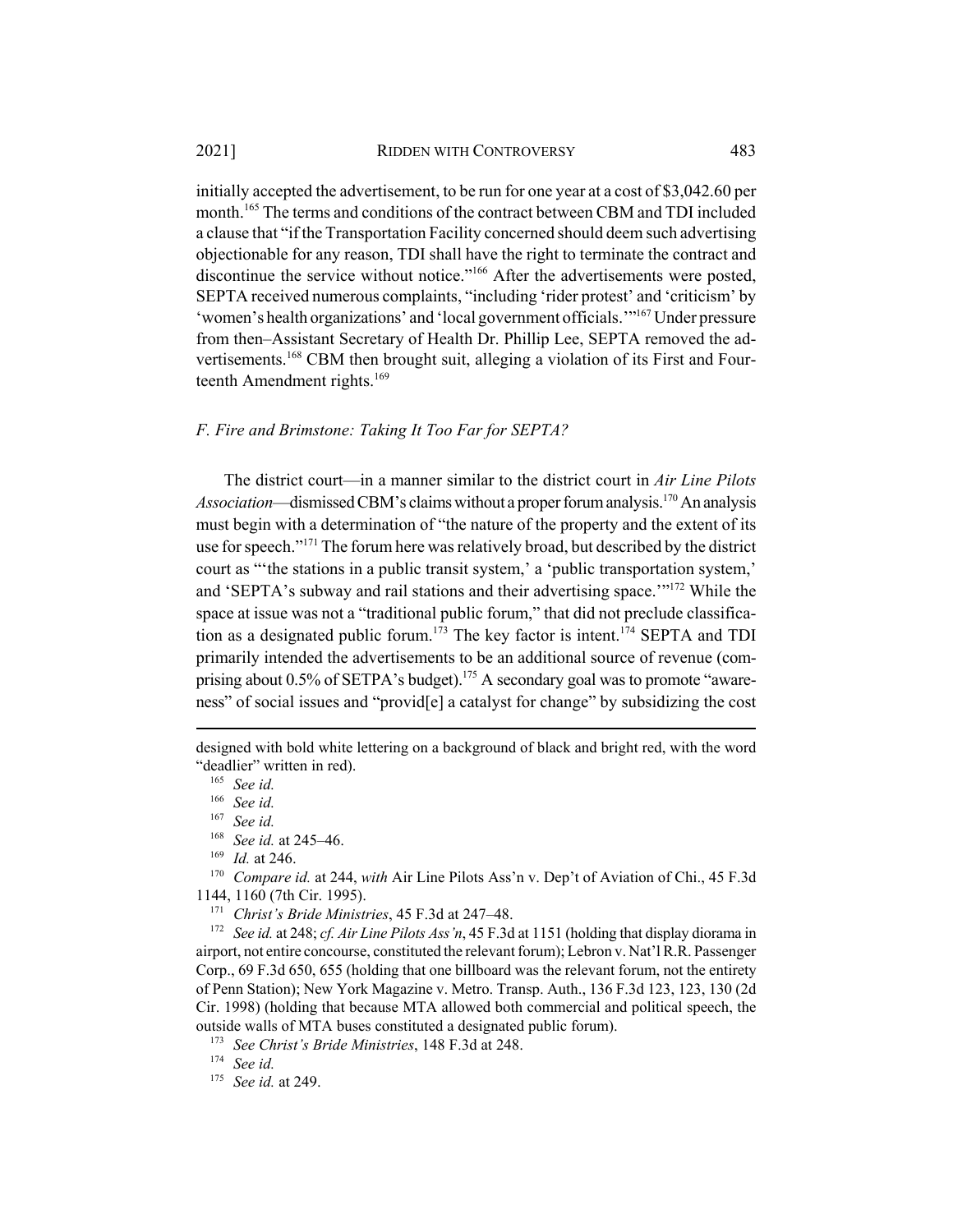initially accepted the advertisement, to be run for one year at a cost of $3,042.60 per month.[165] The terms and conditions of the contract between CBM and TDI included a clause that "if the Transportation Facility concerned should deem such advertising objectionable for any reason, TDI shall have the right to terminate the contract and discontinue the service without notice."[166] After the advertisements were posted, SEPTA received numerous complaints, "including 'rider protest' and 'criticism' by 'women's health organizations' and 'local government officials.'"[167] Under pressure from then–Assistant Secretary of Health Dr. Phillip Lee, SEPTA removed the advertisements.[168] CBM then brought suit, alleging a violation of its First and Fourteenth Amendment rights.[169]

### *F. Fire and Brimstone: Taking It Too Far for SEPTA?*

The district court—in a manner similar to the district court in *Air Line Pilots Association*—dismissed CBM's claims without a proper forum analysis.[170] An analysis must begin with a determination of "the nature of the property and the extent of its use for speech."[171] The forum here was relatively broad, but described by the district court as "'the stations in a public transit system,' a 'public transportation system,' and 'SEPTA's subway and rail stations and their advertising space.'"[172] While the space at issue was not a "traditional public forum," that did not preclude classification as a designated public forum.[173] The key factor is intent.[174] SEPTA and TDI primarily intended the advertisements to be an additional source of revenue (comprising about 0.5% of SETPA's budget).[175] A secondary goal was to promote "awareness" of social issues and "provid[e] a catalyst for change" by subsidizing the cost

---

designed with bold white lettering on a background of black and bright red, with the word "deadlier" written in red).

[165] *See id.*

[166] *See id.*

[167] *See id.*

[168] *See id.* at 245–46.

[169] *Id.* at 246.

[170] *Compare id.* at 244, *with* Air Line Pilots Ass'n v. Dep't of Aviation of Chi., 45 F.3d 1144, 1160 (7th Cir. 1995).

[171] *Christ's Bride Ministries*, 45 F.3d at 247–48.

[172] *See id.* at 248; *cf. Air Line Pilots Ass'n*, 45 F.3d at 1151 (holding that display diorama in airport, not entire concourse, constituted the relevant forum); Lebron v. Nat'l R.R. Passenger Corp., 69 F.3d 650, 655 (holding that one billboard was the relevant forum, not the entirety of Penn Station); New York Magazine v. Metro. Transp. Auth., 136 F.3d 123, 123, 130 (2d Cir. 1998) (holding that because MTA allowed both commercial and political speech, the outside walls of MTA buses constituted a designated public forum).

[173] *See Christ's Bride Ministries*, 148 F.3d at 248.

[174] *See id.*

[175] *See id.* at 249.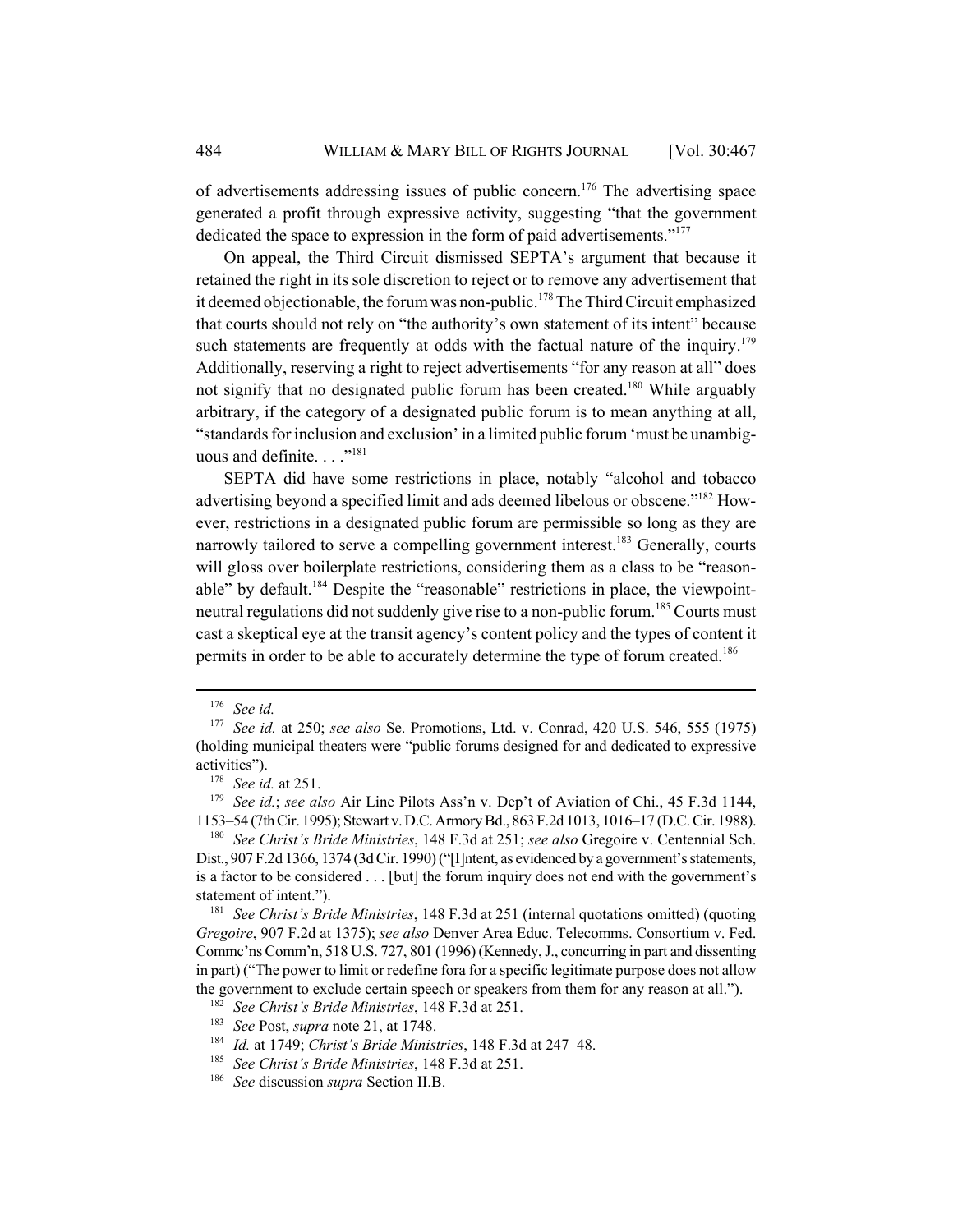of advertisements addressing issues of public concern.[176] The advertising space generated a profit through expressive activity, suggesting "that the government dedicated the space to expression in the form of paid advertisements."[177]

On appeal, the Third Circuit dismissed SEPTA's argument that because it retained the right in its sole discretion to reject or to remove any advertisement that it deemed objectionable, the forum was non-public.[178] The Third Circuit emphasized that courts should not rely on "the authority's own statement of its intent" because such statements are frequently at odds with the factual nature of the inquiry.[179] Additionally, reserving a right to reject advertisements "for any reason at all" does not signify that no designated public forum has been created.[180] While arguably arbitrary, if the category of a designated public forum is to mean anything at all, "standards for inclusion and exclusion' in a limited public forum 'must be unambiguous and definite. . . ."[181]

SEPTA did have some restrictions in place, notably "alcohol and tobacco advertising beyond a specified limit and ads deemed libelous or obscene."[182] However, restrictions in a designated public forum are permissible so long as they are narrowly tailored to serve a compelling government interest.[183] Generally, courts will gloss over boilerplate restrictions, considering them as a class to be "reasonable" by default.[184] Despite the "reasonable" restrictions in place, the viewpoint-neutral regulations did not suddenly give rise to a non-public forum.[185] Courts must cast a skeptical eye at the transit agency's content policy and the types of content it permits in order to be able to accurately determine the type of forum created.[186]

---

[176] *See id.*

[177] *See id.* at 250; *see also* Se. Promotions, Ltd. v. Conrad, 420 U.S. 546, 555 (1975) (holding municipal theaters were "public forums designed for and dedicated to expressive activities").

[178] *See id.* at 251.

[179] *See id.*; *see also* Air Line Pilots Ass'n v. Dep't of Aviation of Chi., 45 F.3d 1144, 1153–54 (7th Cir. 1995); Stewart v. D.C. Armory Bd., 863 F.2d 1013, 1016–17 (D.C. Cir. 1988).

[180] *See Christ's Bride Ministries*, 148 F.3d at 251; *see also* Gregoire v. Centennial Sch. Dist., 907 F.2d 1366, 1374 (3d Cir. 1990) ("[I]ntent, as evidenced by a government's statements, is a factor to be considered . . . [but] the forum inquiry does not end with the government's statement of intent.").

[181] *See Christ's Bride Ministries*, 148 F.3d at 251 (internal quotations omitted) (quoting *Gregoire*, 907 F.2d at 1375); *see also* Denver Area Educ. Telecomms. Consortium v. Fed. Commc'ns Comm'n, 518 U.S. 727, 801 (1996) (Kennedy, J., concurring in part and dissenting in part) ("The power to limit or redefine fora for a specific legitimate purpose does not allow the government to exclude certain speech or speakers from them for any reason at all.").

[182] *See Christ's Bride Ministries*, 148 F.3d at 251.

[183] *See* Post, *supra* note 21, at 1748.

[184] *Id.* at 1749; *Christ's Bride Ministries*, 148 F.3d at 247–48.

[185] *See Christ's Bride Ministries*, 148 F.3d at 251.

[186] *See* discussion *supra* Section II.B.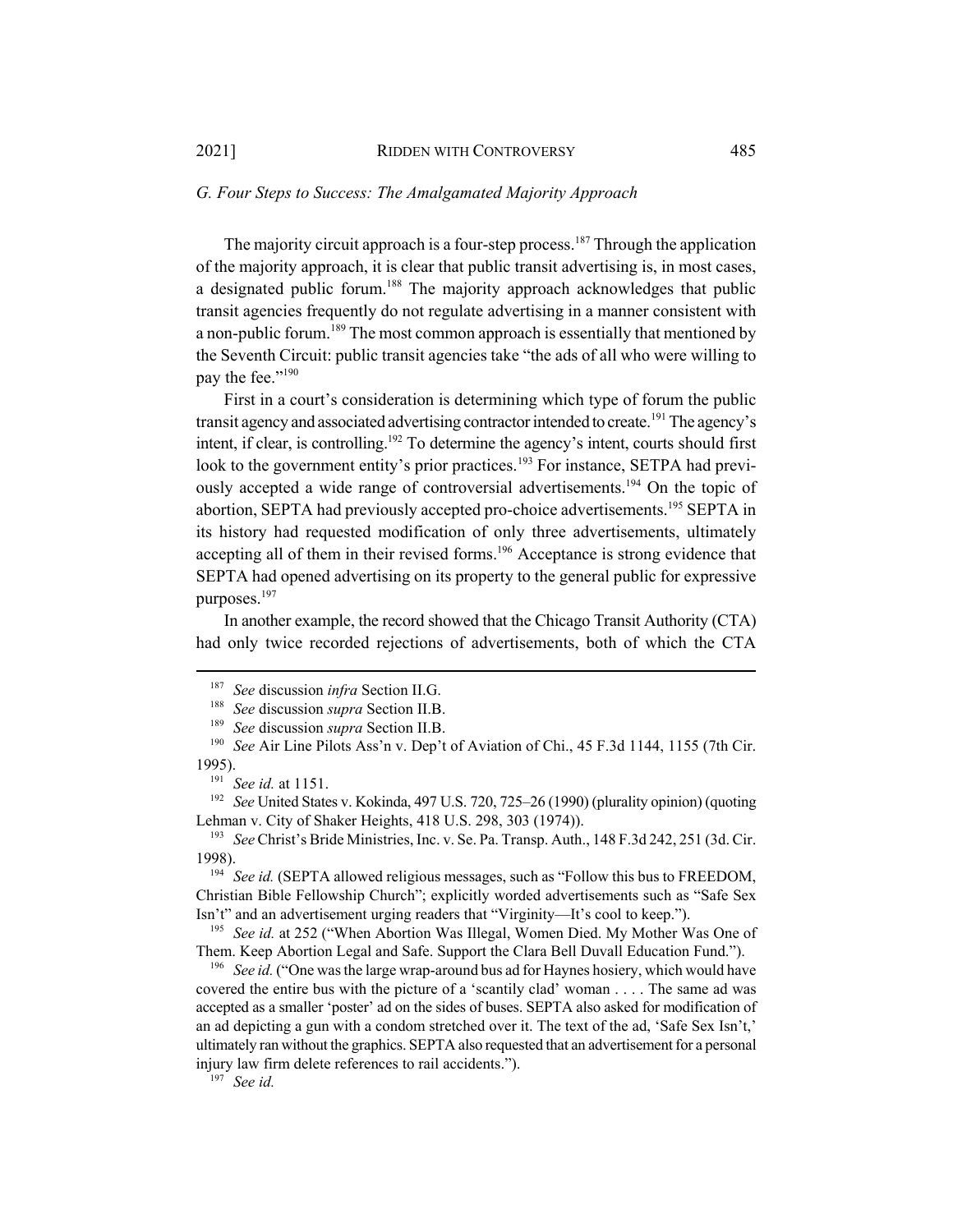### *G. Four Steps to Success: The Amalgamated Majority Approach*

The majority circuit approach is a four-step process.[187] Through the application of the majority approach, it is clear that public transit advertising is, in most cases, a designated public forum.[188] The majority approach acknowledges that public transit agencies frequently do not regulate advertising in a manner consistent with a non-public forum.[189] The most common approach is essentially that mentioned by the Seventh Circuit: public transit agencies take "the ads of all who were willing to pay the fee."[190]

First in a court's consideration is determining which type of forum the public transit agency and associated advertising contractor intended to create.[191] The agency's intent, if clear, is controlling.[192] To determine the agency's intent, courts should first look to the government entity's prior practices.[193] For instance, SETPA had previously accepted a wide range of controversial advertisements.[194] On the topic of abortion, SEPTA had previously accepted pro-choice advertisements.[195] SEPTA in its history had requested modification of only three advertisements, ultimately accepting all of them in their revised forms.[196] Acceptance is strong evidence that SEPTA had opened advertising on its property to the general public for expressive purposes.[197]

In another example, the record showed that the Chicago Transit Authority (CTA) had only twice recorded rejections of advertisements, both of which the CTA

---

[187] *See* discussion *infra* Section II.G.

[188] *See* discussion *supra* Section II.B.

[189] *See* discussion *supra* Section II.B.

[190] *See* Air Line Pilots Ass'n v. Dep't of Aviation of Chi., 45 F.3d 1144, 1155 (7th Cir. 1995).

[191] *See id.* at 1151.

[192] *See* United States v. Kokinda, 497 U.S. 720, 725–26 (1990) (plurality opinion) (quoting Lehman v. City of Shaker Heights, 418 U.S. 298, 303 (1974)).

[193] *See* Christ's Bride Ministries, Inc. v. Se. Pa. Transp. Auth., 148 F.3d 242, 251 (3d. Cir. 1998).

[194] *See id.* (SEPTA allowed religious messages, such as "Follow this bus to FREEDOM, Christian Bible Fellowship Church"; explicitly worded advertisements such as "Safe Sex Isn't" and an advertisement urging readers that "Virginity—It's cool to keep.").

[195] *See id.* at 252 ("When Abortion Was Illegal, Women Died. My Mother Was One of Them. Keep Abortion Legal and Safe. Support the Clara Bell Duvall Education Fund.").

[196] *See id.* ("One was the large wrap-around bus ad for Haynes hosiery, which would have covered the entire bus with the picture of a 'scantily clad' woman . . . . The same ad was accepted as a smaller 'poster' ad on the sides of buses. SEPTA also asked for modification of an ad depicting a gun with a condom stretched over it. The text of the ad, 'Safe Sex Isn't,' ultimately ran without the graphics. SEPTA also requested that an advertisement for a personal injury law firm delete references to rail accidents.").

[197] *See id.*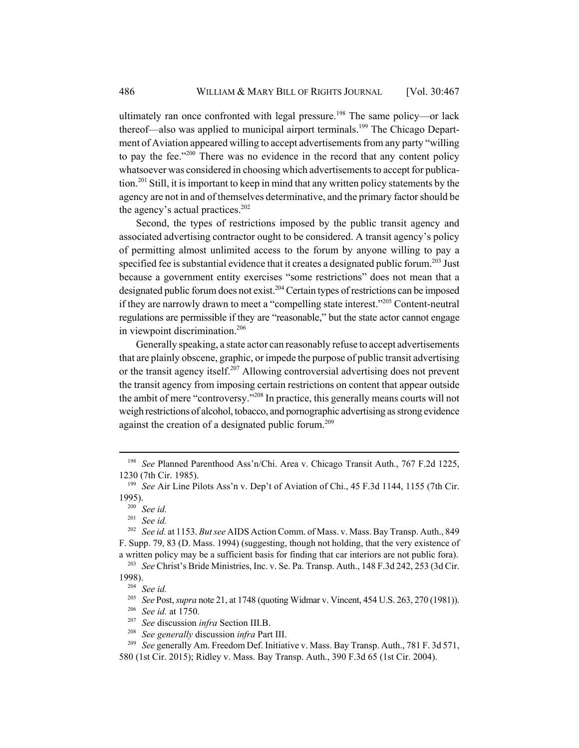ultimately ran once confronted with legal pressure.[198] The same policy—or lack thereof—also was applied to municipal airport terminals.[199] The Chicago Department of Aviation appeared willing to accept advertisements from any party "willing to pay the fee."[200] There was no evidence in the record that any content policy whatsoever was considered in choosing which advertisements to accept for publication.[201] Still, it is important to keep in mind that any written policy statements by the agency are not in and of themselves determinative, and the primary factor should be the agency's actual practices.[202]

Second, the types of restrictions imposed by the public transit agency and associated advertising contractor ought to be considered. A transit agency's policy of permitting almost unlimited access to the forum by anyone willing to pay a specified fee is substantial evidence that it creates a designated public forum.[203] Just because a government entity exercises "some restrictions" does not mean that a designated public forum does not exist.[204] Certain types of restrictions can be imposed if they are narrowly drawn to meet a "compelling state interest."[205] Content-neutral regulations are permissible if they are "reasonable," but the state actor cannot engage in viewpoint discrimination.[206]

Generally speaking, a state actor can reasonably refuse to accept advertisements that are plainly obscene, graphic, or impede the purpose of public transit advertising or the transit agency itself.[207] Allowing controversial advertising does not prevent the transit agency from imposing certain restrictions on content that appear outside the ambit of mere "controversy."[208] In practice, this generally means courts will not weigh restrictions of alcohol, tobacco, and pornographic advertising as strong evidence against the creation of a designated public forum.[209]

---

[198] *See* Planned Parenthood Ass'n/Chi. Area v. Chicago Transit Auth., 767 F.2d 1225, 1230 (7th Cir. 1985).

[199] *See* Air Line Pilots Ass'n v. Dep't of Aviation of Chi., 45 F.3d 1144, 1155 (7th Cir. 1995).

[200] *See id.*

[201] *See id.*

[202] *See id.* at 1153. *But see* AIDS Action Comm. of Mass. v. Mass. Bay Transp. Auth., 849 F. Supp. 79, 83 (D. Mass. 1994) (suggesting, though not holding, that the very existence of a written policy may be a sufficient basis for finding that car interiors are not public fora).

[203] *See* Christ's Bride Ministries, Inc. v. Se. Pa. Transp. Auth., 148 F.3d 242, 253 (3d Cir. 1998).

[204] *See id.*

[205] *See* Post, *supra* note 21, at 1748 (quoting Widmar v. Vincent, 454 U.S. 263, 270 (1981)).

[206] *See id.* at 1750.

[207] *See* discussion *infra* Section III.B.

[208] *See generally* discussion *infra* Part III.

[209] *See* generally Am. Freedom Def. Initiative v. Mass. Bay Transp. Auth., 781 F. 3d 571, 580 (1st Cir. 2015); Ridley v. Mass. Bay Transp. Auth., 390 F.3d 65 (1st Cir. 2004).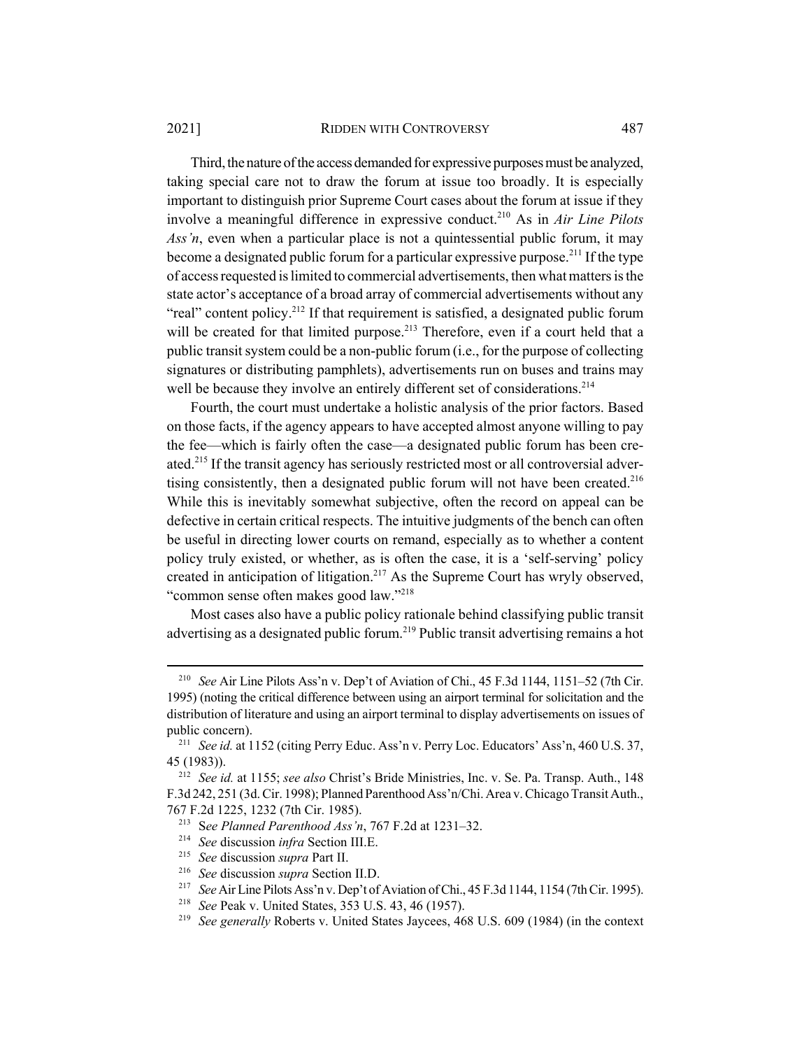Third, the nature of the access demanded for expressive purposes must be analyzed, taking special care not to draw the forum at issue too broadly. It is especially important to distinguish prior Supreme Court cases about the forum at issue if they involve a meaningful difference in expressive conduct.[210] As in *Air Line Pilots Ass'n*, even when a particular place is not a quintessential public forum, it may become a designated public forum for a particular expressive purpose.[211] If the type of access requested is limited to commercial advertisements, then what matters is the state actor's acceptance of a broad array of commercial advertisements without any "real" content policy.[212] If that requirement is satisfied, a designated public forum will be created for that limited purpose.[213] Therefore, even if a court held that a public transit system could be a non-public forum (i.e., for the purpose of collecting signatures or distributing pamphlets), advertisements run on buses and trains may well be because they involve an entirely different set of considerations.[214]

Fourth, the court must undertake a holistic analysis of the prior factors. Based on those facts, if the agency appears to have accepted almost anyone willing to pay the fee—which is fairly often the case—a designated public forum has been created.[215] If the transit agency has seriously restricted most or all controversial advertising consistently, then a designated public forum will not have been created.[216] While this is inevitably somewhat subjective, often the record on appeal can be defective in certain critical respects. The intuitive judgments of the bench can often be useful in directing lower courts on remand, especially as to whether a content policy truly existed, or whether, as is often the case, it is a 'self-serving' policy created in anticipation of litigation.[217] As the Supreme Court has wryly observed, "common sense often makes good law."[218]

Most cases also have a public policy rationale behind classifying public transit advertising as a designated public forum.[219] Public transit advertising remains a hot

---

[210] *See* Air Line Pilots Ass'n v. Dep't of Aviation of Chi., 45 F.3d 1144, 1151–52 (7th Cir. 1995) (noting the critical difference between using an airport terminal for solicitation and the distribution of literature and using an airport terminal to display advertisements on issues of public concern).

[211] *See id.* at 1152 (citing Perry Educ. Ass'n v. Perry Loc. Educators' Ass'n, 460 U.S. 37, 45 (1983)).

[212] *See id.* at 1155; *see also* Christ's Bride Ministries, Inc. v. Se. Pa. Transp. Auth., 148 F.3d 242, 251 (3d. Cir. 1998); Planned Parenthood Ass'n/Chi. Area v. Chicago Transit Auth., 767 F.2d 1225, 1232 (7th Cir. 1985).

[213] S*ee Planned Parenthood Ass'n*, 767 F.2d at 1231–32.

[214] *See* discussion *infra* Section III.E.

[215] *See* discussion *supra* Part II.

[216] *See* discussion *supra* Section II.D.

[217] *See* Air Line Pilots Ass'n v. Dep't of Aviation of Chi., 45 F.3d 1144, 1154 (7th Cir. 1995).

[218] *See* Peak v. United States, 353 U.S. 43, 46 (1957).

[219] *See generally* Roberts v. United States Jaycees, 468 U.S. 609 (1984) (in the context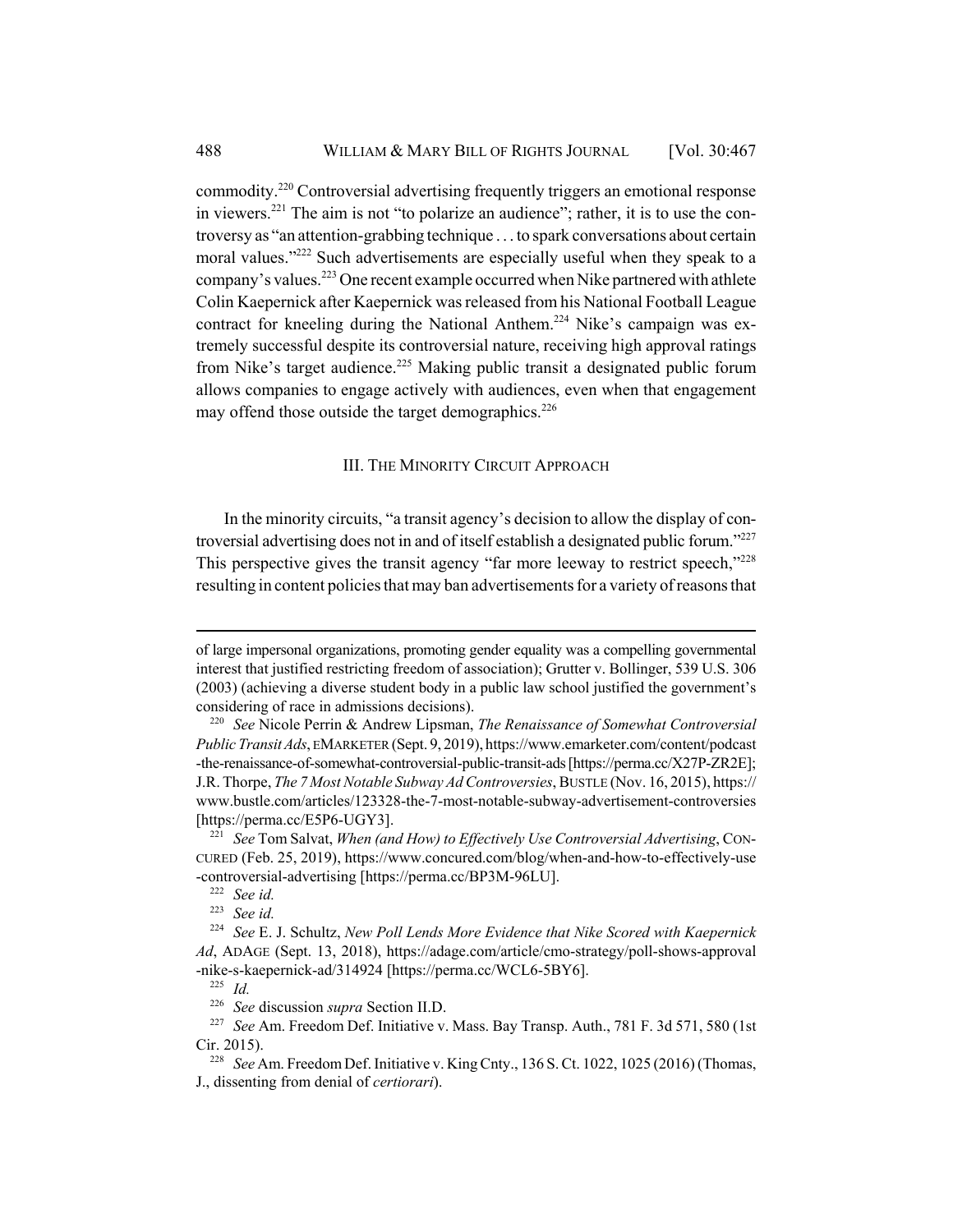commodity.[220] Controversial advertising frequently triggers an emotional response in viewers.[221] The aim is not "to polarize an audience"; rather, it is to use the controversy as "an attention-grabbing technique . . . to spark conversations about certain moral values."[222] Such advertisements are especially useful when they speak to a company's values.[223] One recent example occurred when Nike partnered with athlete Colin Kaepernick after Kaepernick was released from his National Football League contract for kneeling during the National Anthem.[224] Nike's campaign was extremely successful despite its controversial nature, receiving high approval ratings from Nike's target audience.[225] Making public transit a designated public forum allows companies to engage actively with audiences, even when that engagement may offend those outside the target demographics.[226]

## III. THE MINORITY CIRCUIT APPROACH

In the minority circuits, "a transit agency's decision to allow the display of controversial advertising does not in and of itself establish a designated public forum."[227] This perspective gives the transit agency "far more leeway to restrict speech,"[228] resulting in content policies that may ban advertisements for a variety of reasons that

---

of large impersonal organizations, promoting gender equality was a compelling governmental interest that justified restricting freedom of association); Grutter v. Bollinger, 539 U.S. 306 (2003) (achieving a diverse student body in a public law school justified the government's considering of race in admissions decisions).

[220] *See* Nicole Perrin & Andrew Lipsman, *The Renaissance of Somewhat Controversial Public Transit Ads*, EMARKETER (Sept. 9, 2019), https://www.emarketer.com/content/podcast-the-renaissance-of-somewhat-controversial-public-transit-ads [https://perma.cc/X27P-ZR2E]; J.R. Thorpe, *The 7 Most Notable Subway Ad Controversies*, BUSTLE (Nov. 16, 2015), https://www.bustle.com/articles/123328-the-7-most-notable-subway-advertisement-controversies [https://perma.cc/E5P6-UGY3].

[221] *See* Tom Salvat, *When (and How) to Effectively Use Controversial Advertising*, CONCURED (Feb. 25, 2019), https://www.concured.com/blog/when-and-how-to-effectively-use-controversial-advertising [https://perma.cc/BP3M-96LU].

[222] *See id.*

[223] *See id.*

[224] *See* E. J. Schultz, *New Poll Lends More Evidence that Nike Scored with Kaepernick Ad*, ADAGE (Sept. 13, 2018), https://adage.com/article/cmo-strategy/poll-shows-approval-nike-s-kaepernick-ad/314924 [https://perma.cc/WCL6-5BY6].

[225] *Id.*

[226] *See* discussion *supra* Section II.D.

[227] *See* Am. Freedom Def. Initiative v. Mass. Bay Transp. Auth., 781 F. 3d 571, 580 (1st Cir. 2015).

[228] *See* Am. Freedom Def. Initiative v. King Cnty., 136 S. Ct. 1022, 1025 (2016) (Thomas, J., dissenting from denial of *certiorari*).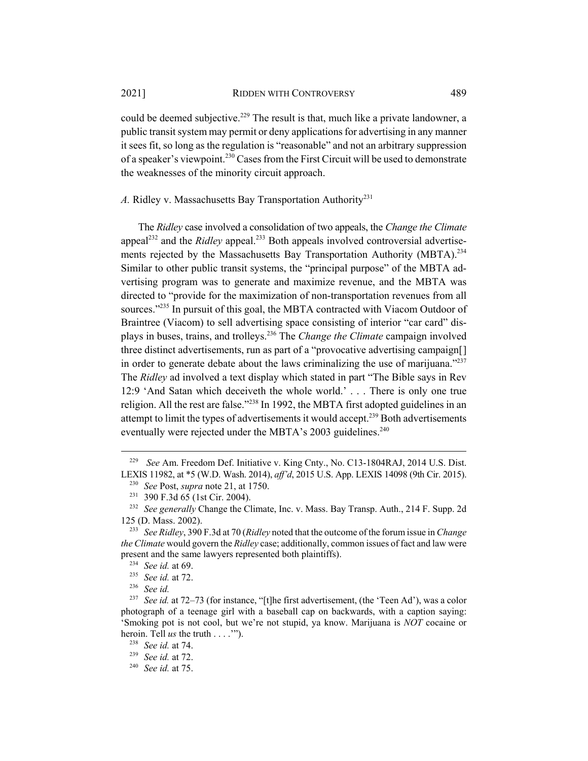could be deemed subjective.[229] The result is that, much like a private landowner, a public transit system may permit or deny applications for advertising in any manner it sees fit, so long as the regulation is "reasonable" and not an arbitrary suppression of a speaker's viewpoint.[230] Cases from the First Circuit will be used to demonstrate the weaknesses of the minority circuit approach.

### *A.* Ridley v. Massachusetts Bay Transportation Authority[231]

The *Ridley* case involved a consolidation of two appeals, the *Change the Climate* appeal[232] and the *Ridley* appeal.[233] Both appeals involved controversial advertisements rejected by the Massachusetts Bay Transportation Authority (MBTA).[234] Similar to other public transit systems, the "principal purpose" of the MBTA advertising program was to generate and maximize revenue, and the MBTA was directed to "provide for the maximization of non-transportation revenues from all sources."[235] In pursuit of this goal, the MBTA contracted with Viacom Outdoor of Braintree (Viacom) to sell advertising space consisting of interior "car card" displays in buses, trains, and trolleys.[236] The *Change the Climate* campaign involved three distinct advertisements, run as part of a "provocative advertising campaign[] in order to generate debate about the laws criminalizing the use of marijuana."[237] The *Ridley* ad involved a text display which stated in part "The Bible says in Rev 12:9 'And Satan which deceiveth the whole world.' . . . There is only one true religion. All the rest are false."[238] In 1992, the MBTA first adopted guidelines in an attempt to limit the types of advertisements it would accept.[239] Both advertisements eventually were rejected under the MBTA's 2003 guidelines.[240]

---

[229] *See* Am. Freedom Def. Initiative v. King Cnty., No. C13-1804RAJ, 2014 U.S. Dist. LEXIS 11982, at *5 (W.D. Wash. 2014), *aff'd*, 2015 U.S. App. LEXIS 14098 (9th Cir. 2015).

[230] *See* Post, *supra* note 21, at 1750.

[231] 390 F.3d 65 (1st Cir. 2004).

[232] *See generally* Change the Climate, Inc. v. Mass. Bay Transp. Auth., 214 F. Supp. 2d 125 (D. Mass. 2002).

[233] *See Ridley*, 390 F.3d at 70 (*Ridley* noted that the outcome of the forum issue in *Change the Climate* would govern the *Ridley* case; additionally, common issues of fact and law were present and the same lawyers represented both plaintiffs).

[234] *See id.* at 69.

[235] *See id.* at 72.

[236] *See id.*

[237] *See id.* at 72–73 (for instance, "[t]he first advertisement, (the 'Teen Ad'), was a color photograph of a teenage girl with a baseball cap on backwards, with a caption saying: 'Smoking pot is not cool, but we're not stupid, ya know. Marijuana is *NOT* cocaine or heroin. Tell *us* the truth . . . .'").

[238] *See id.* at 74.

[239] *See id.* at 72.

[240] *See id.* at 75.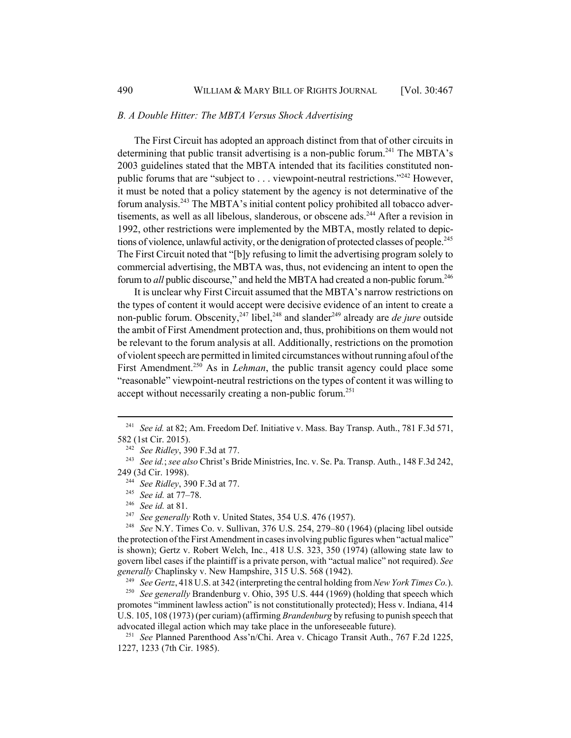### *B. A Double Hitter: The MBTA Versus Shock Advertising*

The First Circuit has adopted an approach distinct from that of other circuits in determining that public transit advertising is a non-public forum.[241] The MBTA's 2003 guidelines stated that the MBTA intended that its facilities constituted non-public forums that are "subject to . . . viewpoint-neutral restrictions."[242] However, it must be noted that a policy statement by the agency is not determinative of the forum analysis.[243] The MBTA's initial content policy prohibited all tobacco advertisements, as well as all libelous, slanderous, or obscene ads.[244] After a revision in 1992, other restrictions were implemented by the MBTA, mostly related to depictions of violence, unlawful activity, or the denigration of protected classes of people.[245] The First Circuit noted that "[b]y refusing to limit the advertising program solely to commercial advertising, the MBTA was, thus, not evidencing an intent to open the forum to *all* public discourse," and held the MBTA had created a non-public forum.[246]

It is unclear why First Circuit assumed that the MBTA's narrow restrictions on the types of content it would accept were decisive evidence of an intent to create a non-public forum. Obscenity,[247] libel,[248] and slander[249] already are *de jure* outside the ambit of First Amendment protection and, thus, prohibitions on them would not be relevant to the forum analysis at all. Additionally, restrictions on the promotion of violent speech are permitted in limited circumstances without running afoul of the First Amendment.[250] As in *Lehman*, the public transit agency could place some "reasonable" viewpoint-neutral restrictions on the types of content it was willing to accept without necessarily creating a non-public forum.[251]

---

[241] *See id.* at 82; Am. Freedom Def. Initiative v. Mass. Bay Transp. Auth., 781 F.3d 571, 582 (1st Cir. 2015).

[242] *See Ridley*, 390 F.3d at 77.

[243] *See id.*; *see also* Christ's Bride Ministries, Inc. v. Se. Pa. Transp. Auth., 148 F.3d 242, 249 (3d Cir. 1998).

[244] *See Ridley*, 390 F.3d at 77.

[245] *See id.* at 77–78.

[246] *See id.* at 81.

[247] *See generally* Roth v. United States, 354 U.S. 476 (1957).

[248] *See* N.Y. Times Co. v. Sullivan, 376 U.S. 254, 279–80 (1964) (placing libel outside the protection of the First Amendment in cases involving public figures when "actual malice" is shown); Gertz v. Robert Welch, Inc., 418 U.S. 323, 350 (1974) (allowing state law to govern libel cases if the plaintiff is a private person, with "actual malice" not required). *See generally* Chaplinsky v. New Hampshire, 315 U.S. 568 (1942).

[249] *See Gertz*, 418 U.S. at 342 (interpreting the central holding from *New York Times Co.*).

[250] *See generally* Brandenburg v. Ohio, 395 U.S. 444 (1969) (holding that speech which promotes "imminent lawless action" is not constitutionally protected); Hess v. Indiana, 414 U.S. 105, 108 (1973) (per curiam) (affirming *Brandenburg* by refusing to punish speech that advocated illegal action which may take place in the unforeseeable future).

[251] *See* Planned Parenthood Ass'n/Chi. Area v. Chicago Transit Auth., 767 F.2d 1225, 1227, 1233 (7th Cir. 1985).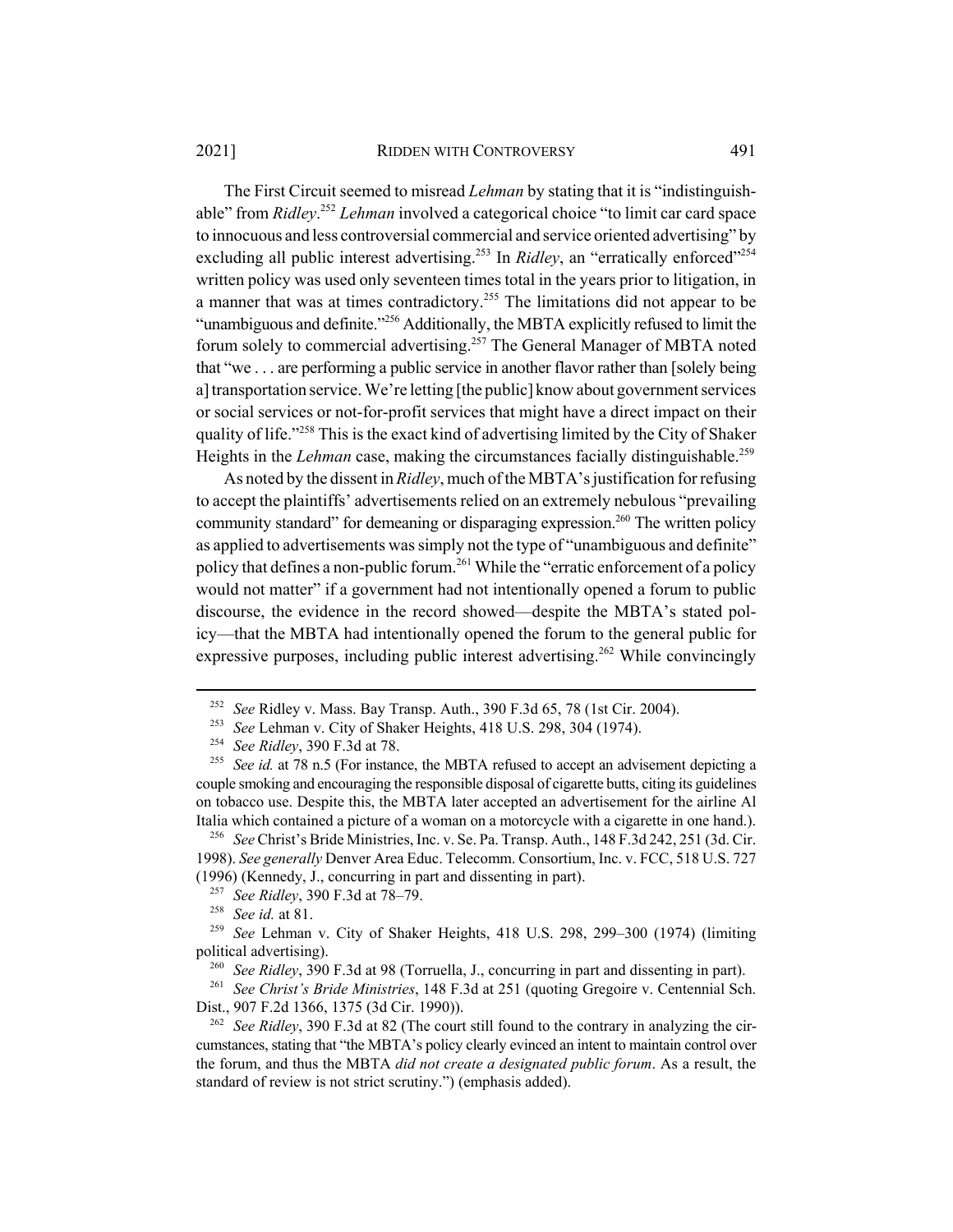The First Circuit seemed to misread *Lehman* by stating that it is "indistinguishable" from *Ridley*.[252] *Lehman* involved a categorical choice "to limit car card space to innocuous and less controversial commercial and service oriented advertising" by excluding all public interest advertising.[253] In *Ridley*, an "erratically enforced"[254] written policy was used only seventeen times total in the years prior to litigation, in a manner that was at times contradictory.[255] The limitations did not appear to be "unambiguous and definite."[256] Additionally, the MBTA explicitly refused to limit the forum solely to commercial advertising.[257] The General Manager of MBTA noted that "we . . . are performing a public service in another flavor rather than [solely being a] transportation service. We're letting [the public] know about government services or social services or not-for-profit services that might have a direct impact on their quality of life."[258] This is the exact kind of advertising limited by the City of Shaker Heights in the *Lehman* case, making the circumstances facially distinguishable.[259]

As noted by the dissent in *Ridley*, much of the MBTA's justification for refusing to accept the plaintiffs' advertisements relied on an extremely nebulous "prevailing community standard" for demeaning or disparaging expression.[260] The written policy as applied to advertisements was simply not the type of "unambiguous and definite" policy that defines a non-public forum.[261] While the "erratic enforcement of a policy would not matter" if a government had not intentionally opened a forum to public discourse, the evidence in the record showed—despite the MBTA's stated policy—that the MBTA had intentionally opened the forum to the general public for expressive purposes, including public interest advertising.[262] While convincingly

---

[252] *See* Ridley v. Mass. Bay Transp. Auth., 390 F.3d 65, 78 (1st Cir. 2004).

[253] *See* Lehman v. City of Shaker Heights, 418 U.S. 298, 304 (1974).

[254] *See Ridley*, 390 F.3d at 78.

[255] *See id.* at 78 n.5 (For instance, the MBTA refused to accept an advisement depicting a couple smoking and encouraging the responsible disposal of cigarette butts, citing its guidelines on tobacco use. Despite this, the MBTA later accepted an advertisement for the airline Al Italia which contained a picture of a woman on a motorcycle with a cigarette in one hand.).

[256] *See* Christ's Bride Ministries, Inc. v. Se. Pa. Transp. Auth., 148 F.3d 242, 251 (3d. Cir. 1998). *See generally* Denver Area Educ. Telecomm. Consortium, Inc. v. FCC, 518 U.S. 727 (1996) (Kennedy, J., concurring in part and dissenting in part).

[257] *See Ridley*, 390 F.3d at 78–79.

[258] *See id.* at 81.

[259] *See* Lehman v. City of Shaker Heights, 418 U.S. 298, 299–300 (1974) (limiting political advertising).

[260] *See Ridley*, 390 F.3d at 98 (Torruella, J., concurring in part and dissenting in part).

[261] *See Christ's Bride Ministries*, 148 F.3d at 251 (quoting Gregoire v. Centennial Sch. Dist., 907 F.2d 1366, 1375 (3d Cir. 1990)).

[262] *See Ridley*, 390 F.3d at 82 (The court still found to the contrary in analyzing the circumstances, stating that "the MBTA's policy clearly evinced an intent to maintain control over the forum, and thus the MBTA *did not create a designated public forum*. As a result, the standard of review is not strict scrutiny.") (emphasis added).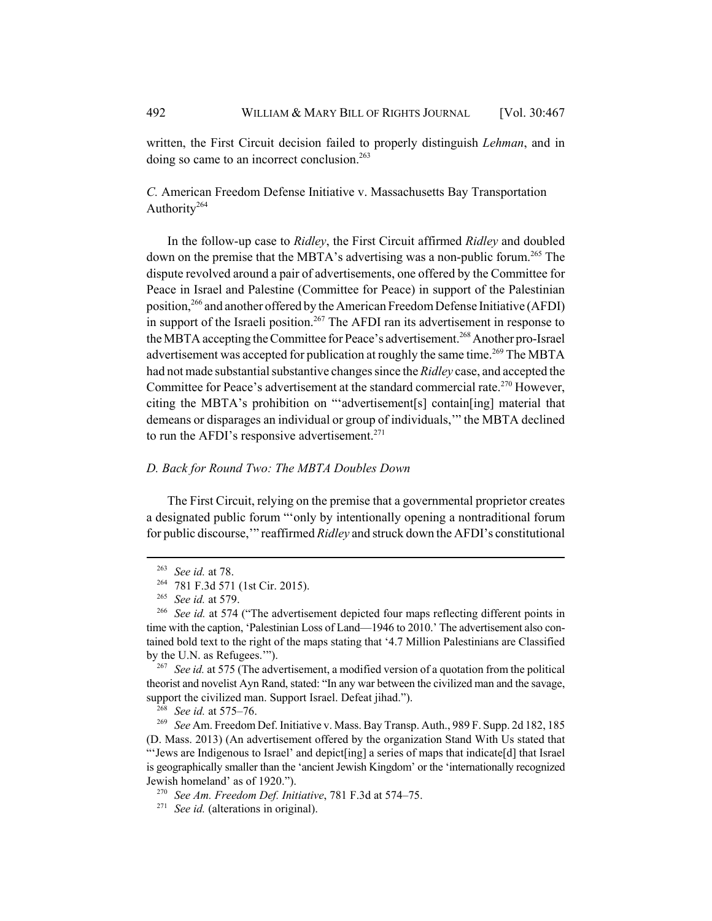written, the First Circuit decision failed to properly distinguish *Lehman*, and in doing so came to an incorrect conclusion.[263]

### *C.* American Freedom Defense Initiative v. Massachusetts Bay Transportation Authority[264]

In the follow-up case to *Ridley*, the First Circuit affirmed *Ridley* and doubled down on the premise that the MBTA's advertising was a non-public forum.[265] The dispute revolved around a pair of advertisements, one offered by the Committee for Peace in Israel and Palestine (Committee for Peace) in support of the Palestinian position,[266] and another offered by the American Freedom Defense Initiative (AFDI) in support of the Israeli position.[267] The AFDI ran its advertisement in response to the MBTA accepting the Committee for Peace's advertisement.[268] Another pro-Israel advertisement was accepted for publication at roughly the same time.[269] The MBTA had not made substantial substantive changes since the *Ridley* case, and accepted the Committee for Peace's advertisement at the standard commercial rate.[270] However, citing the MBTA's prohibition on "'advertisement[s] contain[ing] material that demeans or disparages an individual or group of individuals,'" the MBTA declined to run the AFDI's responsive advertisement.[271]

### *D. Back for Round Two: The MBTA Doubles Down*

The First Circuit, relying on the premise that a governmental proprietor creates a designated public forum "'only by intentionally opening a nontraditional forum for public discourse,'" reaffirmed *Ridley* and struck down the AFDI's constitutional

---

[263] *See id.* at 78.

[264] 781 F.3d 571 (1st Cir. 2015).

[265] *See id.* at 579.

[266] *See id.* at 574 ("The advertisement depicted four maps reflecting different points in time with the caption, 'Palestinian Loss of Land—1946 to 2010.' The advertisement also contained bold text to the right of the maps stating that '4.7 Million Palestinians are Classified by the U.N. as Refugees.'").

[267] *See id.* at 575 (The advertisement, a modified version of a quotation from the political theorist and novelist Ayn Rand, stated: "In any war between the civilized man and the savage, support the civilized man. Support Israel. Defeat jihad.").

[268] *See id.* at 575–76.

[269] *See* Am. Freedom Def. Initiative v. Mass. Bay Transp. Auth., 989 F. Supp. 2d 182, 185 (D. Mass. 2013) (An advertisement offered by the organization Stand With Us stated that "'Jews are Indigenous to Israel' and depict[ing] a series of maps that indicate[d] that Israel is geographically smaller than the 'ancient Jewish Kingdom' or the 'internationally recognized Jewish homeland' as of 1920.").

[270] *See Am. Freedom Def. Initiative*, 781 F.3d at 574–75.

[271] *See id.* (alterations in original).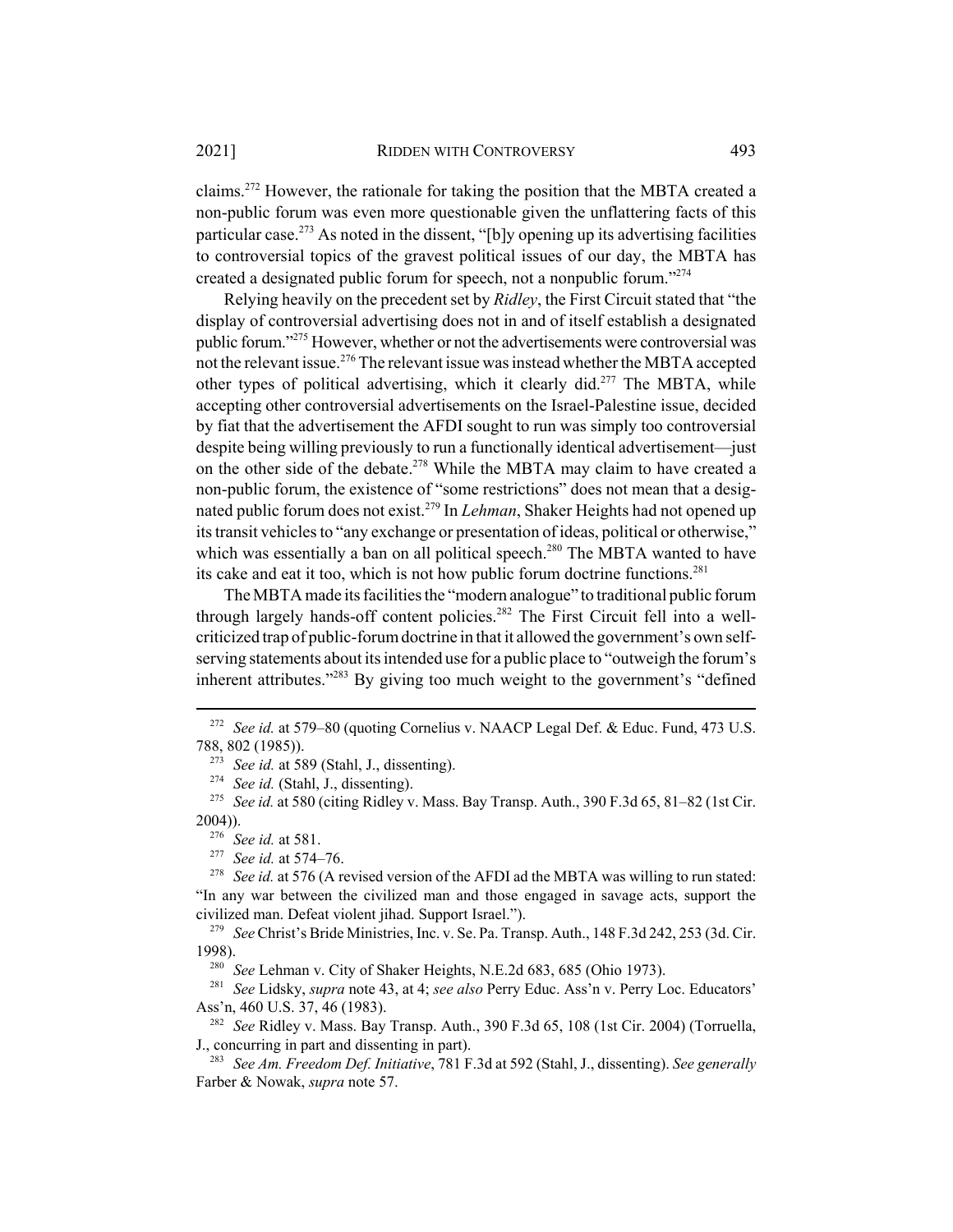claims.[272] However, the rationale for taking the position that the MBTA created a non-public forum was even more questionable given the unflattering facts of this particular case.[273] As noted in the dissent, "[b]y opening up its advertising facilities to controversial topics of the gravest political issues of our day, the MBTA has created a designated public forum for speech, not a nonpublic forum."[274]

Relying heavily on the precedent set by *Ridley*, the First Circuit stated that "the display of controversial advertising does not in and of itself establish a designated public forum."[275] However, whether or not the advertisements were controversial was not the relevant issue.[276] The relevant issue was instead whether the MBTA accepted other types of political advertising, which it clearly did.[277] The MBTA, while accepting other controversial advertisements on the Israel-Palestine issue, decided by fiat that the advertisement the AFDI sought to run was simply too controversial despite being willing previously to run a functionally identical advertisement—just on the other side of the debate.[278] While the MBTA may claim to have created a non-public forum, the existence of "some restrictions" does not mean that a designated public forum does not exist.[279] In *Lehman*, Shaker Heights had not opened up its transit vehicles to "any exchange or presentation of ideas, political or otherwise," which was essentially a ban on all political speech.[280] The MBTA wanted to have its cake and eat it too, which is not how public forum doctrine functions.[281]

The MBTA made its facilities the "modern analogue" to traditional public forum through largely hands-off content policies.[282] The First Circuit fell into a well-criticized trap of public-forum doctrine in that it allowed the government's own self-serving statements about its intended use for a public place to "outweigh the forum's inherent attributes."[283] By giving too much weight to the government's "defined

---

[272] *See id.* at 579–80 (quoting Cornelius v. NAACP Legal Def. & Educ. Fund, 473 U.S. 788, 802 (1985)).

[273] *See id.* at 589 (Stahl, J., dissenting).

[274] *See id.* (Stahl, J., dissenting).

[275] *See id.* at 580 (citing Ridley v. Mass. Bay Transp. Auth., 390 F.3d 65, 81–82 (1st Cir. 2004)).

[276] *See id.* at 581.

[277] *See id.* at 574–76.

[278] *See id.* at 576 (A revised version of the AFDI ad the MBTA was willing to run stated: "In any war between the civilized man and those engaged in savage acts, support the civilized man. Defeat violent jihad. Support Israel.").

[279] *See* Christ's Bride Ministries, Inc. v. Se. Pa. Transp. Auth., 148 F.3d 242, 253 (3d. Cir. 1998).

[280] *See* Lehman v. City of Shaker Heights, N.E.2d 683, 685 (Ohio 1973).

[281] *See* Lidsky, *supra* note 43, at 4; *see also* Perry Educ. Ass'n v. Perry Loc. Educators' Ass'n, 460 U.S. 37, 46 (1983).

[282] *See* Ridley v. Mass. Bay Transp. Auth., 390 F.3d 65, 108 (1st Cir. 2004) (Torruella, J., concurring in part and dissenting in part).

[283] *See Am. Freedom Def. Initiative*, 781 F.3d at 592 (Stahl, J., dissenting). *See generally* Farber & Nowak, *supra* note 57.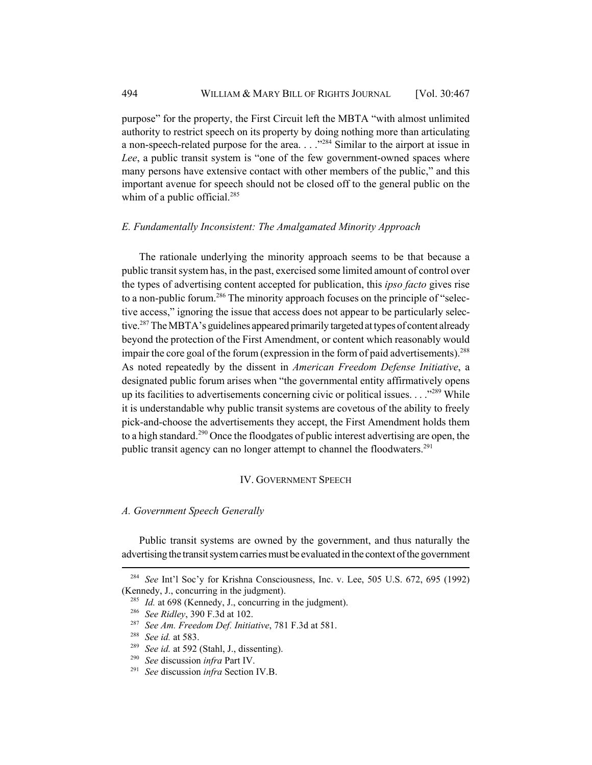purpose" for the property, the First Circuit left the MBTA "with almost unlimited authority to restrict speech on its property by doing nothing more than articulating a non-speech-related purpose for the area. . . ."[284] Similar to the airport at issue in *Lee*, a public transit system is "one of the few government-owned spaces where many persons have extensive contact with other members of the public," and this important avenue for speech should not be closed off to the general public on the whim of a public official.[285]

### *E. Fundamentally Inconsistent: The Amalgamated Minority Approach*

The rationale underlying the minority approach seems to be that because a public transit system has, in the past, exercised some limited amount of control over the types of advertising content accepted for publication, this *ipso facto* gives rise to a non-public forum.[286] The minority approach focuses on the principle of "selective access," ignoring the issue that access does not appear to be particularly selective.[287] The MBTA's guidelines appeared primarily targeted at types of content already beyond the protection of the First Amendment, or content which reasonably would impair the core goal of the forum (expression in the form of paid advertisements).[288] As noted repeatedly by the dissent in *American Freedom Defense Initiative*, a designated public forum arises when "the governmental entity affirmatively opens up its facilities to advertisements concerning civic or political issues. . . ."[289] While it is understandable why public transit systems are covetous of the ability to freely pick-and-choose the advertisements they accept, the First Amendment holds them to a high standard.[290] Once the floodgates of public interest advertising are open, the public transit agency can no longer attempt to channel the floodwaters.[291]

## IV. Government Speech

### *A. Government Speech Generally*

Public transit systems are owned by the government, and thus naturally the advertising the transit system carries must be evaluated in the context of the government

---

[284] *See* Int'l Soc'y for Krishna Consciousness, Inc. v. Lee, 505 U.S. 672, 695 (1992) (Kennedy, J., concurring in the judgment).

[285] *Id.* at 698 (Kennedy, J., concurring in the judgment).

[286] *See Ridley*, 390 F.3d at 102.

[287] *See Am. Freedom Def. Initiative*, 781 F.3d at 581.

[288] *See id.* at 583.

[289] *See id.* at 592 (Stahl, J., dissenting).

[290] *See* discussion *infra* Part IV.

[291] *See* discussion *infra* Section IV.B.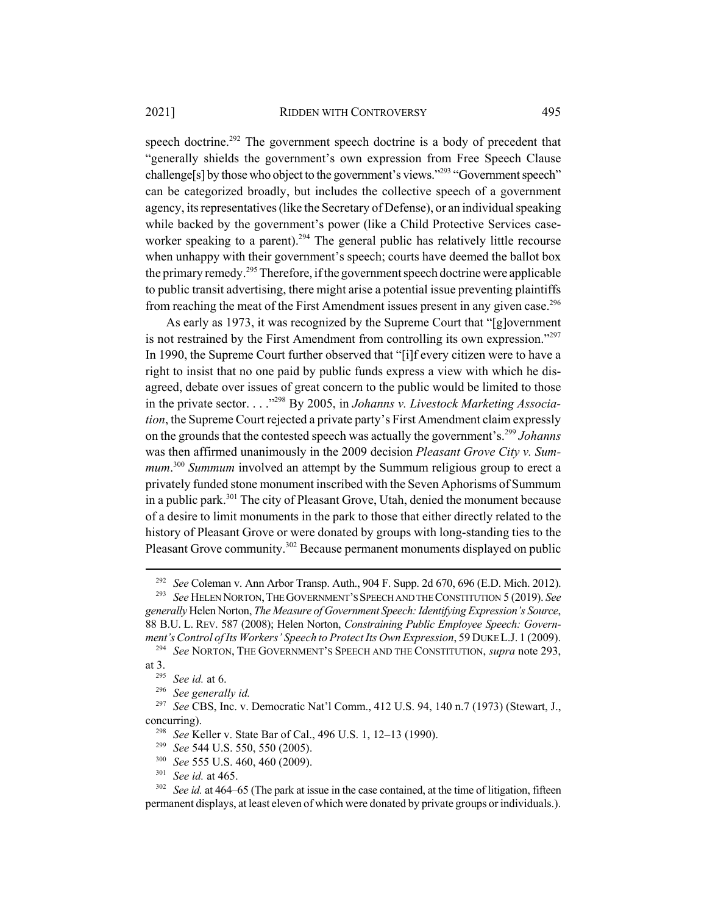speech doctrine.[292] The government speech doctrine is a body of precedent that "generally shields the government's own expression from Free Speech Clause challenge[s] by those who object to the government's views."[293] "Government speech" can be categorized broadly, but includes the collective speech of a government agency, its representatives (like the Secretary of Defense), or an individual speaking while backed by the government's power (like a Child Protective Services caseworker speaking to a parent).[294] The general public has relatively little recourse when unhappy with their government's speech; courts have deemed the ballot box the primary remedy.[295] Therefore, if the government speech doctrine were applicable to public transit advertising, there might arise a potential issue preventing plaintiffs from reaching the meat of the First Amendment issues present in any given case.[296]

As early as 1973, it was recognized by the Supreme Court that "[g]overnment is not restrained by the First Amendment from controlling its own expression."[297] In 1990, the Supreme Court further observed that "[i]f every citizen were to have a right to insist that no one paid by public funds express a view with which he disagreed, debate over issues of great concern to the public would be limited to those in the private sector. . . ."[298] By 2005, in *Johanns v. Livestock Marketing Association*, the Supreme Court rejected a private party's First Amendment claim expressly on the grounds that the contested speech was actually the government's.[299] *Johanns* was then affirmed unanimously in the 2009 decision *Pleasant Grove City v. Summum*.[300] *Summum* involved an attempt by the Summum religious group to erect a privately funded stone monument inscribed with the Seven Aphorisms of Summum in a public park.[301] The city of Pleasant Grove, Utah, denied the monument because of a desire to limit monuments in the park to those that either directly related to the history of Pleasant Grove or were donated by groups with long-standing ties to the Pleasant Grove community.[302] Because permanent monuments displayed on public

---

[292] *See* Coleman v. Ann Arbor Transp. Auth., 904 F. Supp. 2d 670, 696 (E.D. Mich. 2012).

[293] *See* HELEN NORTON, THE GOVERNMENT'S SPEECH AND THE CONSTITUTION 5 (2019). *See generally* Helen Norton, *The Measure of Government Speech: Identifying Expression's Source*, 88 B.U. L. REV. 587 (2008); Helen Norton, *Constraining Public Employee Speech: Government's Control of Its Workers' Speech to Protect Its Own Expression*, 59 DUKE L.J. 1 (2009).

[294] *See* NORTON, THE GOVERNMENT'S SPEECH AND THE CONSTITUTION, *supra* note 293, at 3.

[295] *See id.* at 6.

[296] *See generally id.*

[297] *See* CBS, Inc. v. Democratic Nat'l Comm., 412 U.S. 94, 140 n.7 (1973) (Stewart, J., concurring).

[298] *See* Keller v. State Bar of Cal., 496 U.S. 1, 12–13 (1990).

[299] *See* 544 U.S. 550, 550 (2005).

[300] *See* 555 U.S. 460, 460 (2009).

[301] *See id.* at 465.

[302] *See id.* at 464–65 (The park at issue in the case contained, at the time of litigation, fifteen permanent displays, at least eleven of which were donated by private groups or individuals.).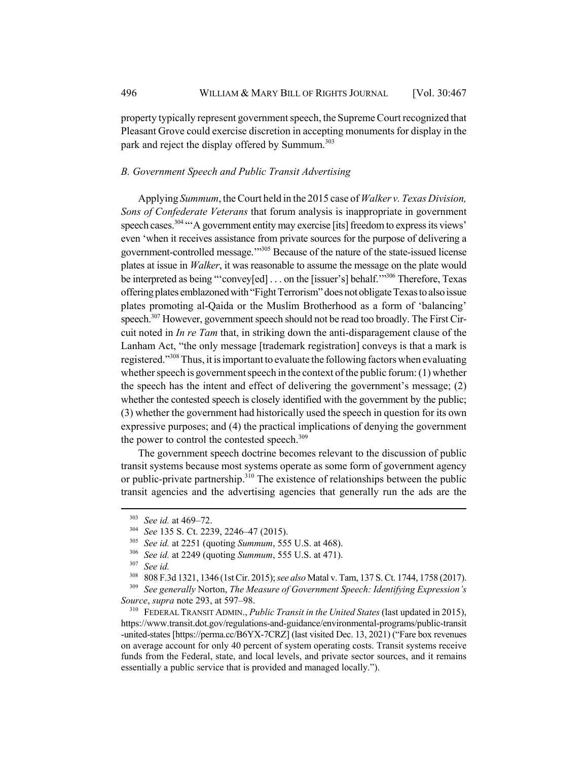property typically represent government speech, the Supreme Court recognized that Pleasant Grove could exercise discretion in accepting monuments for display in the park and reject the display offered by Summum.[303]

### *B. Government Speech and Public Transit Advertising*

Applying *Summum*, the Court held in the 2015 case of *Walker v. Texas Division, Sons of Confederate Veterans* that forum analysis is inappropriate in government speech cases.[304] "'A government entity may exercise [its] freedom to express its views' even 'when it receives assistance from private sources for the purpose of delivering a government-controlled message.'"[305] Because of the nature of the state-issued license plates at issue in *Walker*, it was reasonable to assume the message on the plate would be interpreted as being "'convey[ed] . . . on the [issuer's] behalf.'"[306] Therefore, Texas offering plates emblazoned with "Fight Terrorism" does not obligate Texas to also issue plates promoting al-Qaida or the Muslim Brotherhood as a form of 'balancing' speech.[307] However, government speech should not be read too broadly. The First Circuit noted in *In re Tam* that, in striking down the anti-disparagement clause of the Lanham Act, "the only message [trademark registration] conveys is that a mark is registered."[308] Thus, it is important to evaluate the following factors when evaluating whether speech is government speech in the context of the public forum: (1) whether the speech has the intent and effect of delivering the government's message; (2) whether the contested speech is closely identified with the government by the public; (3) whether the government had historically used the speech in question for its own expressive purposes; and (4) the practical implications of denying the government the power to control the contested speech.[309]

The government speech doctrine becomes relevant to the discussion of public transit systems because most systems operate as some form of government agency or public-private partnership.[310] The existence of relationships between the public transit agencies and the advertising agencies that generally run the ads are the

---

303 *See id.* at 469–72.

304 *See* 135 S. Ct. 2239, 2246–47 (2015).

305 *See id.* at 2251 (quoting *Summum*, 555 U.S. at 468).

306 *See id.* at 2249 (quoting *Summum*, 555 U.S. at 471).

307 *See id.*

308 808 F.3d 1321, 1346 (1st Cir. 2015); *see also* Matal v. Tam, 137 S. Ct. 1744, 1758 (2017).

309 *See generally* Norton, *The Measure of Government Speech: Identifying Expression's Source*, *supra* note 293, at 597–98.

310 FEDERAL TRANSIT ADMIN., *Public Transit in the United States* (last updated in 2015), https://www.transit.dot.gov/regulations-and-guidance/environmental-programs/public-transit-united-states [https://perma.cc/B6YX-7CRZ] (last visited Dec. 13, 2021) ("Fare box revenues on average account for only 40 percent of system operating costs. Transit systems receive funds from the Federal, state, and local levels, and private sector sources, and it remains essentially a public service that is provided and managed locally.").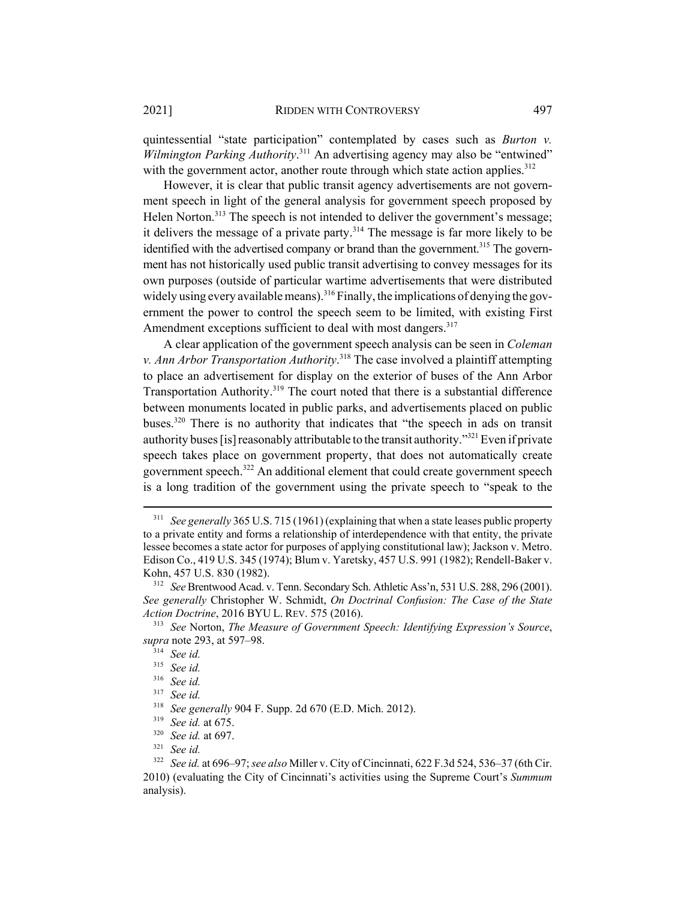quintessential "state participation" contemplated by cases such as *Burton v. Wilmington Parking Authority*.[311] An advertising agency may also be "entwined" with the government actor, another route through which state action applies.[312]

However, it is clear that public transit agency advertisements are not government speech in light of the general analysis for government speech proposed by Helen Norton.[313] The speech is not intended to deliver the government's message; it delivers the message of a private party.[314] The message is far more likely to be identified with the advertised company or brand than the government.[315] The government has not historically used public transit advertising to convey messages for its own purposes (outside of particular wartime advertisements that were distributed widely using every available means).[316] Finally, the implications of denying the government the power to control the speech seem to be limited, with existing First Amendment exceptions sufficient to deal with most dangers.[317]

A clear application of the government speech analysis can be seen in *Coleman v. Ann Arbor Transportation Authority*.[318] The case involved a plaintiff attempting to place an advertisement for display on the exterior of buses of the Ann Arbor Transportation Authority.[319] The court noted that there is a substantial difference between monuments located in public parks, and advertisements placed on public buses.[320] There is no authority that indicates that "the speech in ads on transit authority buses [is] reasonably attributable to the transit authority."[321] Even if private speech takes place on government property, that does not automatically create government speech.[322] An additional element that could create government speech is a long tradition of the government using the private speech to "speak to the

---

[311] *See generally* 365 U.S. 715 (1961) (explaining that when a state leases public property to a private entity and forms a relationship of interdependence with that entity, the private lessee becomes a state actor for purposes of applying constitutional law); Jackson v. Metro. Edison Co., 419 U.S. 345 (1974); Blum v. Yaretsky, 457 U.S. 991 (1982); Rendell-Baker v. Kohn, 457 U.S. 830 (1982).

[312] *See* Brentwood Acad. v. Tenn. Secondary Sch. Athletic Ass'n, 531 U.S. 288, 296 (2001). *See generally* Christopher W. Schmidt, *On Doctrinal Confusion: The Case of the State Action Doctrine*, 2016 BYU L. REV. 575 (2016).

[313] *See* Norton, *The Measure of Government Speech: Identifying Expression's Source*, *supra* note 293, at 597–98.

[314] *See id.*

[315] *See id.*

[316] *See id.*

[317] *See id.*

[318] *See generally* 904 F. Supp. 2d 670 (E.D. Mich. 2012).

[319] *See id.* at 675.

[320] *See id.* at 697.

[321] *See id.*

[322] *See id.* at 696–97; *see also* Miller v. City of Cincinnati, 622 F.3d 524, 536–37 (6th Cir. 2010) (evaluating the City of Cincinnati's activities using the Supreme Court's *Summum* analysis).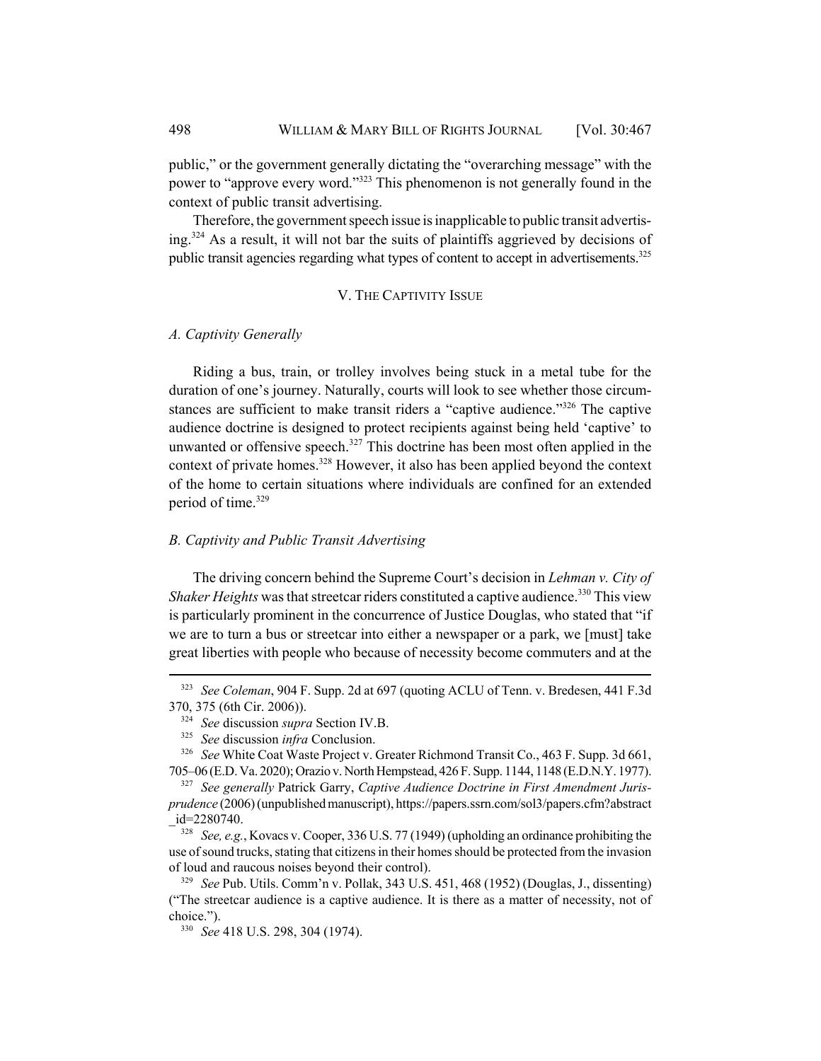public," or the government generally dictating the "overarching message" with the power to "approve every word."[323] This phenomenon is not generally found in the context of public transit advertising.

Therefore, the government speech issue is inapplicable to public transit advertising.[324] As a result, it will not bar the suits of plaintiffs aggrieved by decisions of public transit agencies regarding what types of content to accept in advertisements.[325]

## V. THE CAPTIVITY ISSUE

### *A. Captivity Generally*

Riding a bus, train, or trolley involves being stuck in a metal tube for the duration of one's journey. Naturally, courts will look to see whether those circumstances are sufficient to make transit riders a "captive audience."[326] The captive audience doctrine is designed to protect recipients against being held 'captive' to unwanted or offensive speech.[327] This doctrine has been most often applied in the context of private homes.[328] However, it also has been applied beyond the context of the home to certain situations where individuals are confined for an extended period of time.[329]

### *B. Captivity and Public Transit Advertising*

The driving concern behind the Supreme Court's decision in *Lehman v. City of Shaker Heights* was that streetcar riders constituted a captive audience.[330] This view is particularly prominent in the concurrence of Justice Douglas, who stated that "if we are to turn a bus or streetcar into either a newspaper or a park, we [must] take great liberties with people who because of necessity become commuters and at the

---

[323] *See Coleman*, 904 F. Supp. 2d at 697 (quoting ACLU of Tenn. v. Bredesen, 441 F.3d 370, 375 (6th Cir. 2006)).

[324] *See* discussion *supra* Section IV.B.

[325] *See* discussion *infra* Conclusion.

[326] *See* White Coat Waste Project v. Greater Richmond Transit Co., 463 F. Supp. 3d 661, 705–06 (E.D. Va. 2020); Orazio v. North Hempstead, 426 F. Supp. 1144, 1148 (E.D.N.Y. 1977).

[327] *See generally* Patrick Garry, *Captive Audience Doctrine in First Amendment Jurisprudence* (2006) (unpublished manuscript), https://papers.ssrn.com/sol3/papers.cfm?abstract_id=2280740.

[328] *See, e.g.*, Kovacs v. Cooper, 336 U.S. 77 (1949) (upholding an ordinance prohibiting the use of sound trucks, stating that citizens in their homes should be protected from the invasion of loud and raucous noises beyond their control).

[329] *See* Pub. Utils. Comm'n v. Pollak, 343 U.S. 451, 468 (1952) (Douglas, J., dissenting) ("The streetcar audience is a captive audience. It is there as a matter of necessity, not of choice.").

[330] *See* 418 U.S. 298, 304 (1974).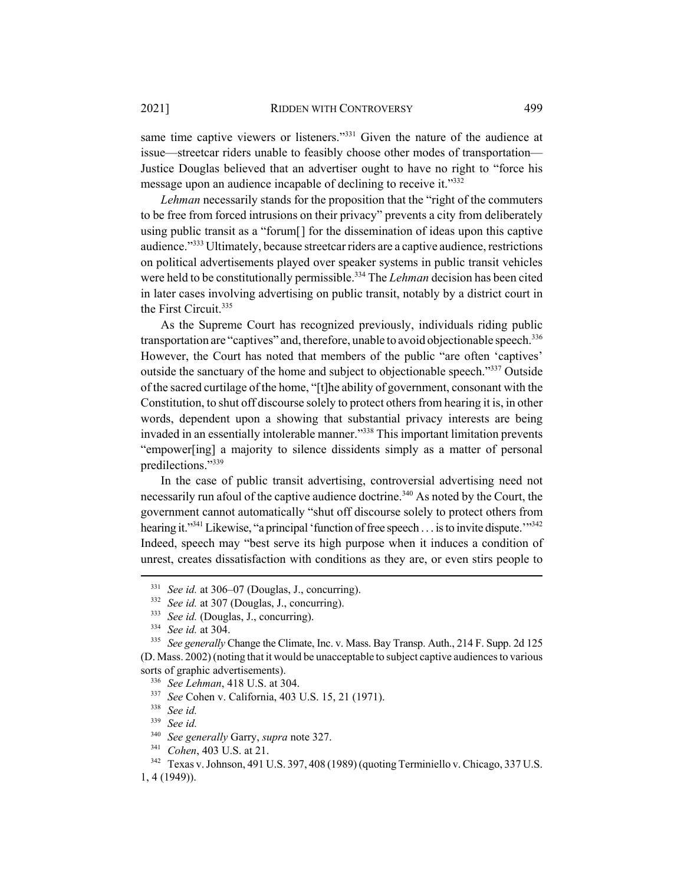same time captive viewers or listeners."[331] Given the nature of the audience at issue—streetcar riders unable to feasibly choose other modes of transportation—Justice Douglas believed that an advertiser ought to have no right to "force his message upon an audience incapable of declining to receive it."[332]

*Lehman* necessarily stands for the proposition that the "right of the commuters to be free from forced intrusions on their privacy" prevents a city from deliberately using public transit as a "forum[] for the dissemination of ideas upon this captive audience."[333] Ultimately, because streetcar riders are a captive audience, restrictions on political advertisements played over speaker systems in public transit vehicles were held to be constitutionally permissible.[334] The *Lehman* decision has been cited in later cases involving advertising on public transit, notably by a district court in the First Circuit.[335]

As the Supreme Court has recognized previously, individuals riding public transportation are "captives" and, therefore, unable to avoid objectionable speech.[336] However, the Court has noted that members of the public "are often 'captives' outside the sanctuary of the home and subject to objectionable speech."[337] Outside of the sacred curtilage of the home, "[t]he ability of government, consonant with the Constitution, to shut off discourse solely to protect others from hearing it is, in other words, dependent upon a showing that substantial privacy interests are being invaded in an essentially intolerable manner."[338] This important limitation prevents "empower[ing] a majority to silence dissidents simply as a matter of personal predilections."[339]

In the case of public transit advertising, controversial advertising need not necessarily run afoul of the captive audience doctrine.[340] As noted by the Court, the government cannot automatically "shut off discourse solely to protect others from hearing it."[341] Likewise, "a principal 'function of free speech . . . is to invite dispute.'"[342] Indeed, speech may "best serve its high purpose when it induces a condition of unrest, creates dissatisfaction with conditions as they are, or even stirs people to

---

[331] *See id.* at 306–07 (Douglas, J., concurring).

[332] *See id.* at 307 (Douglas, J., concurring).

[333] *See id.* (Douglas, J., concurring).

[334] *See id.* at 304.

[335] *See generally* Change the Climate, Inc. v. Mass. Bay Transp. Auth., 214 F. Supp. 2d 125 (D. Mass. 2002) (noting that it would be unacceptable to subject captive audiences to various sorts of graphic advertisements).

[336] *See Lehman*, 418 U.S. at 304.

[337] *See* Cohen v. California, 403 U.S. 15, 21 (1971).

[338] *See id.*

[339] *See id.*

[340] *See generally* Garry, *supra* note 327.

[341] *Cohen*, 403 U.S. at 21.

[342] Texas v. Johnson, 491 U.S. 397, 408 (1989) (quoting Terminiello v. Chicago, 337 U.S. 1, 4 (1949)).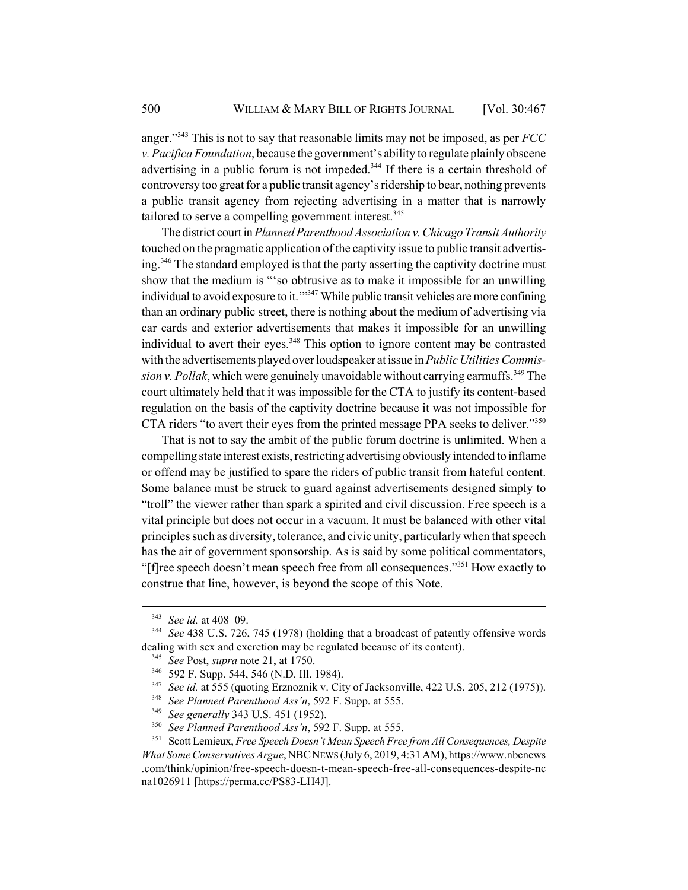anger."[343] This is not to say that reasonable limits may not be imposed, as per *FCC v. Pacifica Foundation*, because the government's ability to regulate plainly obscene advertising in a public forum is not impeded.[344] If there is a certain threshold of controversy too great for a public transit agency's ridership to bear, nothing prevents a public transit agency from rejecting advertising in a matter that is narrowly tailored to serve a compelling government interest.[345]

The district court in *Planned Parenthood Association v. Chicago Transit Authority* touched on the pragmatic application of the captivity issue to public transit advertising.[346] The standard employed is that the party asserting the captivity doctrine must show that the medium is "'so obtrusive as to make it impossible for an unwilling individual to avoid exposure to it.'"[347] While public transit vehicles are more confining than an ordinary public street, there is nothing about the medium of advertising via car cards and exterior advertisements that makes it impossible for an unwilling individual to avert their eyes.[348] This option to ignore content may be contrasted with the advertisements played over loudspeaker at issue in *Public Utilities Commission v. Pollak*, which were genuinely unavoidable without carrying earmuffs.[349] The court ultimately held that it was impossible for the CTA to justify its content-based regulation on the basis of the captivity doctrine because it was not impossible for CTA riders "to avert their eyes from the printed message PPA seeks to deliver."[350]

That is not to say the ambit of the public forum doctrine is unlimited. When a compelling state interest exists, restricting advertising obviously intended to inflame or offend may be justified to spare the riders of public transit from hateful content. Some balance must be struck to guard against advertisements designed simply to "troll" the viewer rather than spark a spirited and civil discussion. Free speech is a vital principle but does not occur in a vacuum. It must be balanced with other vital principles such as diversity, tolerance, and civic unity, particularly when that speech has the air of government sponsorship. As is said by some political commentators, "[f]ree speech doesn't mean speech free from all consequences."[351] How exactly to construe that line, however, is beyond the scope of this Note.

---

[343] *See id.* at 408–09.

[344] *See* 438 U.S. 726, 745 (1978) (holding that a broadcast of patently offensive words dealing with sex and excretion may be regulated because of its content).

[345] *See* Post, *supra* note 21, at 1750.

[346] 592 F. Supp. 544, 546 (N.D. Ill. 1984).

[347] *See id.* at 555 (quoting Erznoznik v. City of Jacksonville, 422 U.S. 205, 212 (1975)).

[348] *See Planned Parenthood Ass'n*, 592 F. Supp. at 555.

[349] *See generally* 343 U.S. 451 (1952).

[350] *See Planned Parenthood Ass'n*, 592 F. Supp. at 555.

[351] Scott Lemieux, *Free Speech Doesn't Mean Speech Free from All Consequences, Despite What Some Conservatives Argue*, NBC NEWS (July 6, 2019, 4:31 AM), https://www.nbcnews.com/think/opinion/free-speech-doesn-t-mean-speech-free-all-consequences-despite-ncna1026911 [https://perma.cc/PS83-LH4J].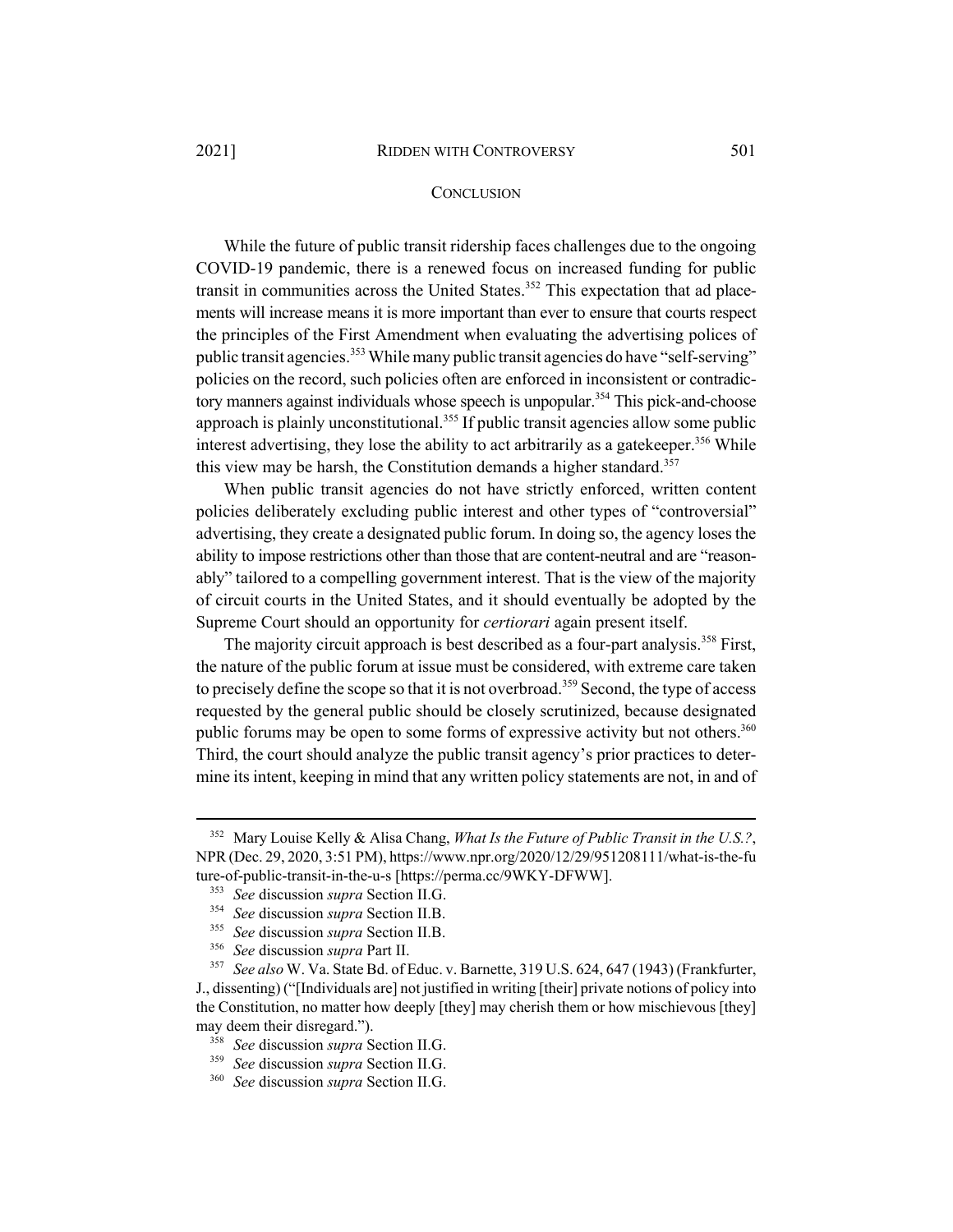## CONCLUSION

While the future of public transit ridership faces challenges due to the ongoing COVID-19 pandemic, there is a renewed focus on increased funding for public transit in communities across the United States.[352] This expectation that ad placements will increase means it is more important than ever to ensure that courts respect the principles of the First Amendment when evaluating the advertising polices of public transit agencies.[353] While many public transit agencies do have "self-serving" policies on the record, such policies often are enforced in inconsistent or contradictory manners against individuals whose speech is unpopular.[354] This pick-and-choose approach is plainly unconstitutional.[355] If public transit agencies allow some public interest advertising, they lose the ability to act arbitrarily as a gatekeeper.[356] While this view may be harsh, the Constitution demands a higher standard.[357]

When public transit agencies do not have strictly enforced, written content policies deliberately excluding public interest and other types of "controversial" advertising, they create a designated public forum. In doing so, the agency loses the ability to impose restrictions other than those that are content-neutral and are "reasonably" tailored to a compelling government interest. That is the view of the majority of circuit courts in the United States, and it should eventually be adopted by the Supreme Court should an opportunity for *certiorari* again present itself.

The majority circuit approach is best described as a four-part analysis.[358] First, the nature of the public forum at issue must be considered, with extreme care taken to precisely define the scope so that it is not overbroad.[359] Second, the type of access requested by the general public should be closely scrutinized, because designated public forums may be open to some forms of expressive activity but not others.[360] Third, the court should analyze the public transit agency's prior practices to determine its intent, keeping in mind that any written policy statements are not, in and of

---

[352] Mary Louise Kelly & Alisa Chang, *What Is the Future of Public Transit in the U.S.?*, NPR (Dec. 29, 2020, 3:51 PM), https://www.npr.org/2020/12/29/951208111/what-is-the-future-of-public-transit-in-the-u-s [https://perma.cc/9WKY-DFWW].

[353] *See* discussion *supra* Section II.G.

[354] *See* discussion *supra* Section II.B.

[355] *See* discussion *supra* Section II.B.

[356] *See* discussion *supra* Part II.

[357] *See also* W. Va. State Bd. of Educ. v. Barnette, 319 U.S. 624, 647 (1943) (Frankfurter, J., dissenting) ("[Individuals are] not justified in writing [their] private notions of policy into the Constitution, no matter how deeply [they] may cherish them or how mischievous [they] may deem their disregard.").

[358] *See* discussion *supra* Section II.G.

[359] *See* discussion *supra* Section II.G.

[360] *See* discussion *supra* Section II.G.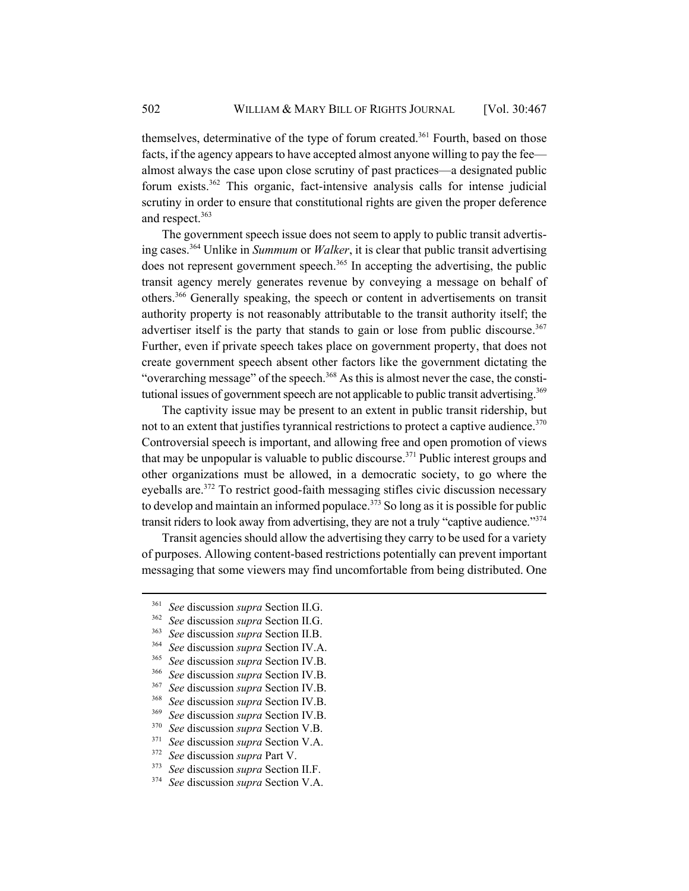themselves, determinative of the type of forum created.[361] Fourth, based on those facts, if the agency appears to have accepted almost anyone willing to pay the fee—almost always the case upon close scrutiny of past practices—a designated public forum exists.[362] This organic, fact-intensive analysis calls for intense judicial scrutiny in order to ensure that constitutional rights are given the proper deference and respect.[363]

The government speech issue does not seem to apply to public transit advertising cases.[364] Unlike in *Summum* or *Walker*, it is clear that public transit advertising does not represent government speech.[365] In accepting the advertising, the public transit agency merely generates revenue by conveying a message on behalf of others.[366] Generally speaking, the speech or content in advertisements on transit authority property is not reasonably attributable to the transit authority itself; the advertiser itself is the party that stands to gain or lose from public discourse.[367] Further, even if private speech takes place on government property, that does not create government speech absent other factors like the government dictating the "overarching message" of the speech.[368] As this is almost never the case, the constitutional issues of government speech are not applicable to public transit advertising.[369]

The captivity issue may be present to an extent in public transit ridership, but not to an extent that justifies tyrannical restrictions to protect a captive audience.[370] Controversial speech is important, and allowing free and open promotion of views that may be unpopular is valuable to public discourse.[371] Public interest groups and other organizations must be allowed, in a democratic society, to go where the eyeballs are.[372] To restrict good-faith messaging stifles civic discussion necessary to develop and maintain an informed populace.[373] So long as it is possible for public transit riders to look away from advertising, they are not a truly "captive audience."[374]

Transit agencies should allow the advertising they carry to be used for a variety of purposes. Allowing content-based restrictions potentially can prevent important messaging that some viewers may find uncomfortable from being distributed. One

---

[361] *See* discussion *supra* Section II.G.

[362] *See* discussion *supra* Section II.G.

[363] *See* discussion *supra* Section II.B.

[364] *See* discussion *supra* Section IV.A.

[365] *See* discussion *supra* Section IV.B.

[366] *See* discussion *supra* Section IV.B.

[367] *See* discussion *supra* Section IV.B.

[368] *See* discussion *supra* Section IV.B.

[369] *See* discussion *supra* Section IV.B.

[370] *See* discussion *supra* Section V.B.

[371] *See* discussion *supra* Section V.A.

[372] *See* discussion *supra* Part V.

[373] *See* discussion *supra* Section II.F.

[374] *See* discussion *supra* Section V.A.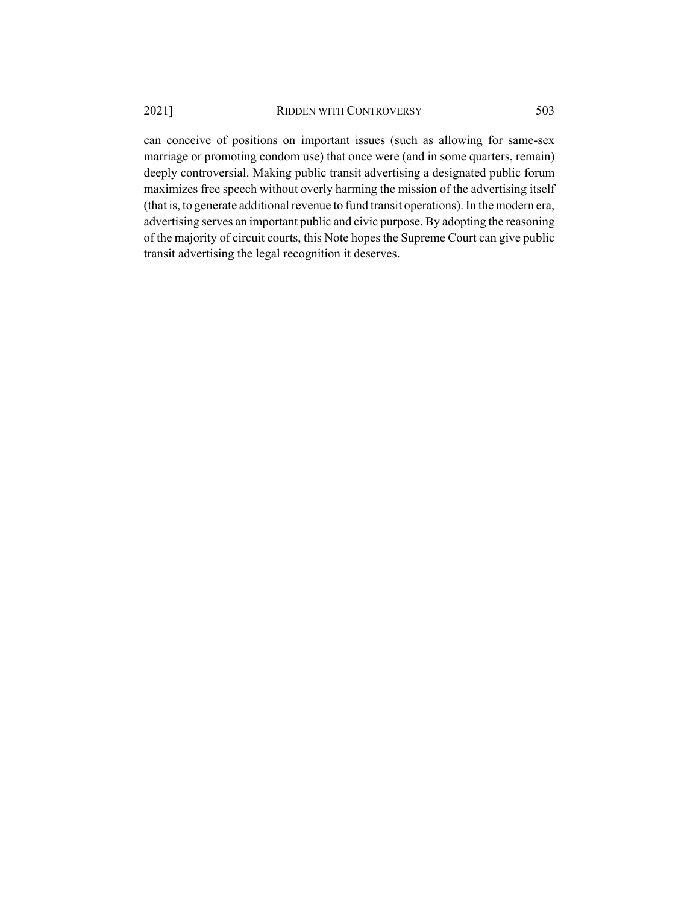can conceive of positions on important issues (such as allowing for same-sex marriage or promoting condom use) that once were (and in some quarters, remain) deeply controversial. Making public transit advertising a designated public forum maximizes free speech without overly harming the mission of the advertising itself (that is, to generate additional revenue to fund transit operations). In the modern era, advertising serves an important public and civic purpose. By adopting the reasoning of the majority of circuit courts, this Note hopes the Supreme Court can give public transit advertising the legal recognition it deserves.